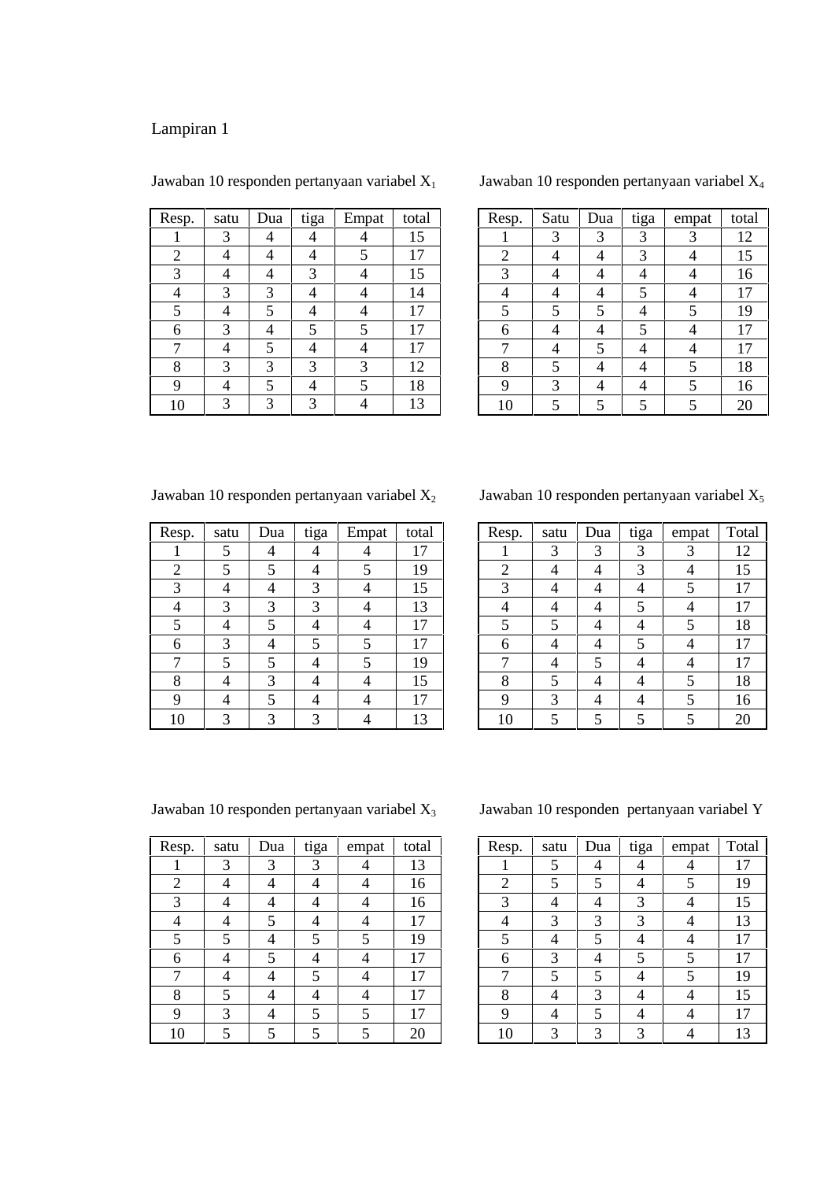Lampiran 1

Jawaban 10 responden pertanyaan variabel $X_1$

| Resp. | satu | Dua | tiga | Empat | total |
|---|---|---|---|---|---|
| 1 | 3 | 4 | 4 | 4 | 15 |
| 2 | 4 | 4 | 4 | 5 | 17 |
| 3 | 4 | 4 | 3 | 4 | 15 |
| 4 | 3 | 3 | 4 | 4 | 14 |
| 5 | 4 | 5 | 4 | 4 | 17 |
| 6 | 3 | 4 | 5 | 5 | 17 |
| 7 | 4 | 5 | 4 | 4 | 17 |
| 8 | 3 | 3 | 3 | 3 | 12 |
| 9 | 4 | 5 | 4 | 5 | 18 |
| 10 | 3 | 3 | 3 | 4 | 13 |

Jawaban 10 responden pertanyaan variabel $X_4$

| Resp. | Satu | Dua | tiga | empat | total |
|---|---|---|---|---|---|
| 1 | 3 | 3 | 3 | 3 | 12 |
| 2 | 4 | 4 | 3 | 4 | 15 |
| 3 | 4 | 4 | 4 | 4 | 16 |
| 4 | 4 | 4 | 5 | 4 | 17 |
| 5 | 5 | 5 | 4 | 5 | 19 |
| 6 | 4 | 4 | 5 | 4 | 17 |
| 7 | 4 | 5 | 4 | 4 | 17 |
| 8 | 5 | 4 | 4 | 5 | 18 |
| 9 | 3 | 4 | 4 | 5 | 16 |
| 10 | 5 | 5 | 5 | 5 | 20 |

Jawaban 10 responden pertanyaan variabel $X_2$

| Resp. | satu | Dua | tiga | Empat | total |
|---|---|---|---|---|---|
| 1 | 5 | 4 | 4 | 4 | 17 |
| 2 | 5 | 5 | 4 | 5 | 19 |
| 3 | 4 | 4 | 3 | 4 | 15 |
| 4 | 3 | 3 | 3 | 4 | 13 |
| 5 | 4 | 5 | 4 | 4 | 17 |
| 6 | 3 | 4 | 5 | 5 | 17 |
| 7 | 5 | 5 | 4 | 5 | 19 |
| 8 | 4 | 3 | 4 | 4 | 15 |
| 9 | 4 | 5 | 4 | 4 | 17 |
| 10 | 3 | 3 | 3 | 4 | 13 |

Jawaban 10 responden pertanyaan variabel $X_5$

| Resp. | satu | Dua | tiga | empat | Total |
|---|---|---|---|---|---|
| 1 | 3 | 3 | 3 | 3 | 12 |
| 2 | 4 | 4 | 3 | 4 | 15 |
| 3 | 4 | 4 | 4 | 5 | 17 |
| 4 | 4 | 4 | 5 | 4 | 17 |
| 5 | 5 | 4 | 4 | 5 | 18 |
| 6 | 4 | 4 | 5 | 4 | 17 |
| 7 | 4 | 5 | 4 | 4 | 17 |
| 8 | 5 | 4 | 4 | 5 | 18 |
| 9 | 3 | 4 | 4 | 5 | 16 |
| 10 | 5 | 5 | 5 | 5 | 20 |

Jawaban 10 responden pertanyaan variabel $X_3$

| Resp. | satu | Dua | tiga | empat | total |
|---|---|---|---|---|---|
| 1 | 3 | 3 | 3 | 4 | 13 |
| 2 | 4 | 4 | 4 | 4 | 16 |
| 3 | 4 | 4 | 4 | 4 | 16 |
| 4 | 4 | 5 | 4 | 4 | 17 |
| 5 | 5 | 4 | 5 | 5 | 19 |
| 6 | 4 | 5 | 4 | 4 | 17 |
| 7 | 4 | 4 | 5 | 4 | 17 |
| 8 | 5 | 4 | 4 | 4 | 17 |
| 9 | 3 | 4 | 5 | 5 | 17 |
| 10 | 5 | 5 | 5 | 5 | 20 |

Jawaban 10 responden pertanyaan variabel Y

| Resp. | satu | Dua | tiga | empat | Total |
|---|---|---|---|---|---|
| 1 | 5 | 4 | 4 | 4 | 17 |
| 2 | 5 | 5 | 4 | 5 | 19 |
| 3 | 4 | 4 | 3 | 4 | 15 |
| 4 | 3 | 3 | 3 | 4 | 13 |
| 5 | 4 | 5 | 4 | 4 | 17 |
| 6 | 3 | 4 | 5 | 5 | 17 |
| 7 | 5 | 5 | 4 | 5 | 19 |
| 8 | 4 | 3 | 4 | 4 | 15 |
| 9 | 4 | 5 | 4 | 4 | 17 |
| 10 | 3 | 3 | 3 | 4 | 13 |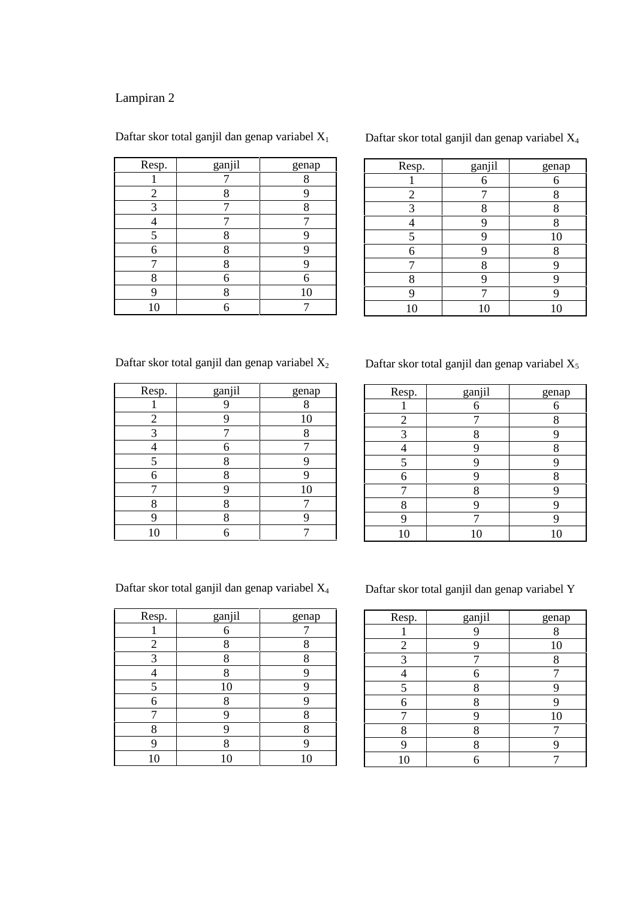Lampiran 2

Daftar skor total ganjil dan genap variabel $X_1$

| Resp. | ganjil | genap |
|---|---|---|
| 1 | 7 | 8 |
| 2 | 8 | 9 |
| 3 | 7 | 8 |
| 4 | 7 | 7 |
| 5 | 8 | 9 |
| 6 | 8 | 9 |
| 7 | 8 | 9 |
| 8 | 6 | 6 |
| 9 | 8 | 10 |
| 10 | 6 | 7 |

Daftar skor total ganjil dan genap variabel $X_4$

| Resp. | ganjil | genap |
|---|---|---|
| 1 | 6 | 6 |
| 2 | 7 | 8 |
| 3 | 8 | 8 |
| 4 | 9 | 8 |
| 5 | 9 | 10 |
| 6 | 9 | 8 |
| 7 | 8 | 9 |
| 8 | 9 | 9 |
| 9 | 7 | 9 |
| 10 | 10 | 10 |

Daftar skor total ganjil dan genap variabel $X_2$

| Resp. | ganjil | genap |
|---|---|---|
| 1 | 9 | 8 |
| 2 | 9 | 10 |
| 3 | 7 | 8 |
| 4 | 6 | 7 |
| 5 | 8 | 9 |
| 6 | 8 | 9 |
| 7 | 9 | 10 |
| 8 | 8 | 7 |
| 9 | 8 | 9 |
| 10 | 6 | 7 |

Daftar skor total ganjil dan genap variabel $X_5$

| Resp. | ganjil | genap |
|---|---|---|
| 1 | 6 | 6 |
| 2 | 7 | 8 |
| 3 | 8 | 9 |
| 4 | 9 | 8 |
| 5 | 9 | 9 |
| 6 | 9 | 8 |
| 7 | 8 | 9 |
| 8 | 9 | 9 |
| 9 | 7 | 9 |
| 10 | 10 | 10 |

Daftar skor total ganjil dan genap variabel $X_4$

| Resp. | ganjil | genap |
|---|---|---|
| 1 | 6 | 7 |
| 2 | 8 | 8 |
| 3 | 8 | 8 |
| 4 | 8 | 9 |
| 5 | 10 | 9 |
| 6 | 8 | 9 |
| 7 | 9 | 8 |
| 8 | 9 | 8 |
| 9 | 8 | 9 |
| 10 | 10 | 10 |

Daftar skor total ganjil dan genap variabel Y

| Resp. | ganjil | genap |
|---|---|---|
| 1 | 9 | 8 |
| 2 | 9 | 10 |
| 3 | 7 | 8 |
| 4 | 6 | 7 |
| 5 | 8 | 9 |
| 6 | 8 | 9 |
| 7 | 9 | 10 |
| 8 | 8 | 7 |
| 9 | 8 | 9 |
| 10 | 6 | 7 |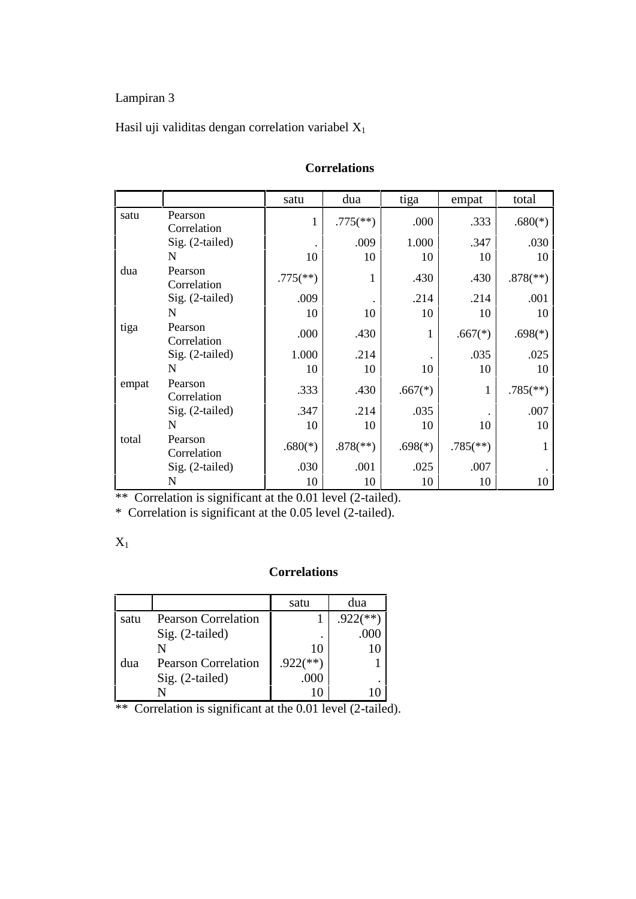Lampiran 3

Hasil uji validitas dengan correlation variabel $X_1$

**Correlations**

| | | satu | dua | tiga | empat | total |
|---|---|---|---|---|---|---|
| satu | Pearson Correlation | 1 | .775(**) | .000 | .333 | .680(*) |
| | Sig. (2-tailed) | . | .009 | 1.000 | .347 | .030 |
| | N | 10 | 10 | 10 | 10 | 10 |
| dua | Pearson Correlation | .775(**) | 1 | .430 | .430 | .878(**) |
| | Sig. (2-tailed) | .009 | . | .214 | .214 | .001 |
| | N | 10 | 10 | 10 | 10 | 10 |
| tiga | Pearson Correlation | .000 | .430 | 1 | .667(*) | .698(*) |
| | Sig. (2-tailed) | 1.000 | .214 | . | .035 | .025 |
| | N | 10 | 10 | 10 | 10 | 10 |
| empat | Pearson Correlation | .333 | .430 | .667(*) | 1 | .785(**) |
| | Sig. (2-tailed) | .347 | .214 | .035 | . | .007 |
| | N | 10 | 10 | 10 | 10 | 10 |
| total | Pearson Correlation | .680(*) | .878(**) | .698(*) | .785(**) | 1 |
| | Sig. (2-tailed) | .030 | .001 | .025 | .007 | . |
| | N | 10 | 10 | 10 | 10 | 10 |

** Correlation is significant at the 0.01 level (2-tailed).
* Correlation is significant at the 0.05 level (2-tailed).

$X_1$

**Correlations**

| | | satu | dua |
|---|---|---|---|
| satu | Pearson Correlation | 1 | .922(**) |
| | Sig. (2-tailed) | . | .000 |
| | N | 10 | 10 |
| dua | Pearson Correlation | .922(**) | 1 |
| | Sig. (2-tailed) | .000 | . |
| | N | 10 | 10 |

** Correlation is significant at the 0.01 level (2-tailed).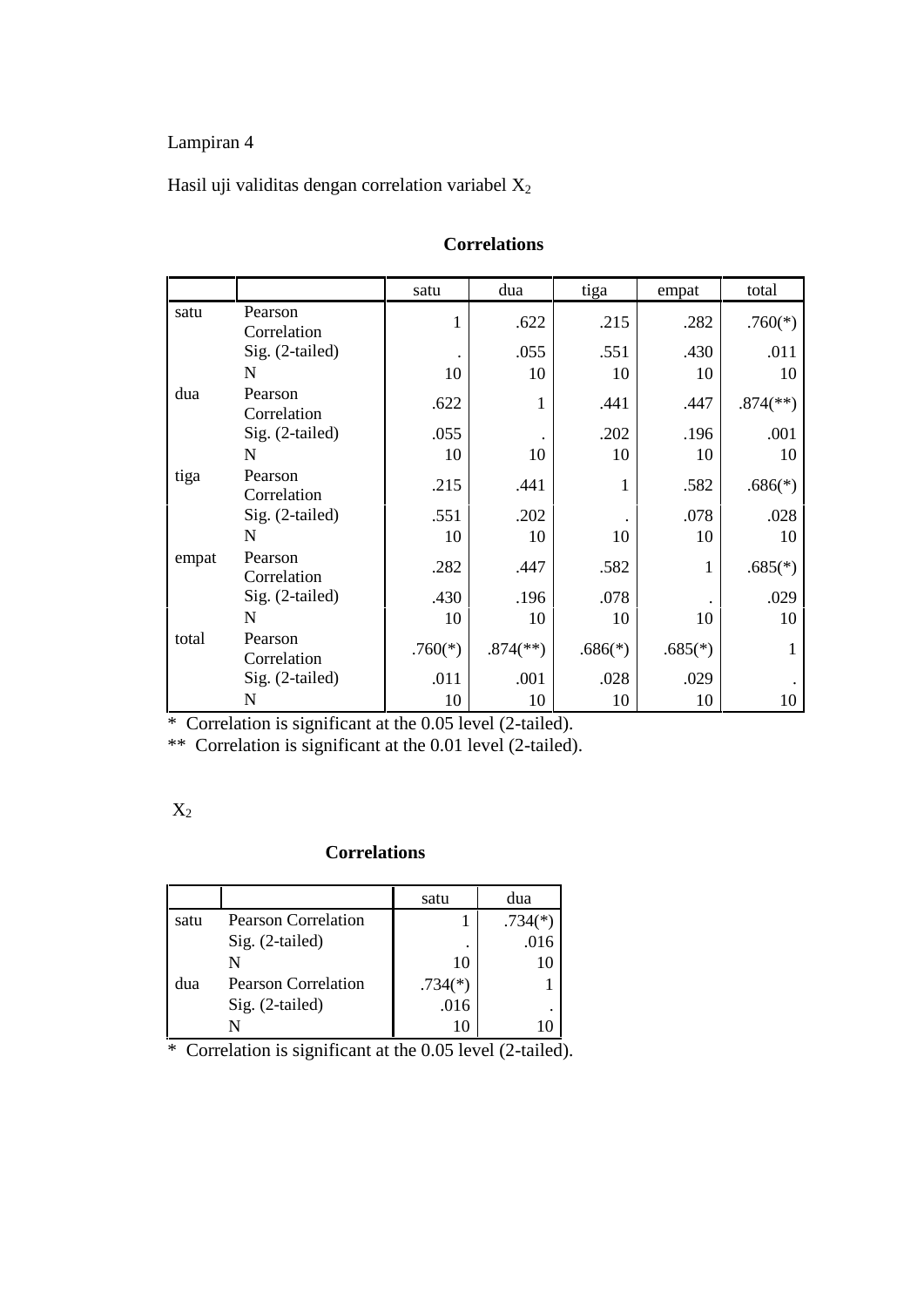Lampiran 4

Hasil uji validitas dengan correlation variabel $X_2$

**Correlations**

| | | satu | dua | tiga | empat | total |
|---|---|---|---|---|---|---|
| satu | Pearson Correlation | 1 | .622 | .215 | .282 | .760(*) |
| | Sig. (2-tailed) | . | .055 | .551 | .430 | .011 |
| | N | 10 | 10 | 10 | 10 | 10 |
| dua | Pearson Correlation | .622 | 1 | .441 | .447 | .874(**) |
| | Sig. (2-tailed) | .055 | . | .202 | .196 | .001 |
| | N | 10 | 10 | 10 | 10 | 10 |
| tiga | Pearson Correlation | .215 | .441 | 1 | .582 | .686(*) |
| | Sig. (2-tailed) | .551 | .202 | . | .078 | .028 |
| | N | 10 | 10 | 10 | 10 | 10 |
| empat | Pearson Correlation | .282 | .447 | .582 | 1 | .685(*) |
| | Sig. (2-tailed) | .430 | .196 | .078 | . | .029 |
| | N | 10 | 10 | 10 | 10 | 10 |
| total | Pearson Correlation | .760(*) | .874(**) | .686(*) | .685(*) | 1 |
| | Sig. (2-tailed) | .011 | .001 | .028 | .029 | . |
| | N | 10 | 10 | 10 | 10 | 10 |

* Correlation is significant at the 0.05 level (2-tailed).

** Correlation is significant at the 0.01 level (2-tailed).

$X_2$

**Correlations**

| | | satu | dua |
|---|---|---|---|
| satu | Pearson Correlation | 1 | .734(*) |
| | Sig. (2-tailed) | . | .016 |
| | N | 10 | 10 |
| dua | Pearson Correlation | .734(*) | 1 |
| | Sig. (2-tailed) | .016 | . |
| | N | 10 | 10 |

* Correlation is significant at the 0.05 level (2-tailed).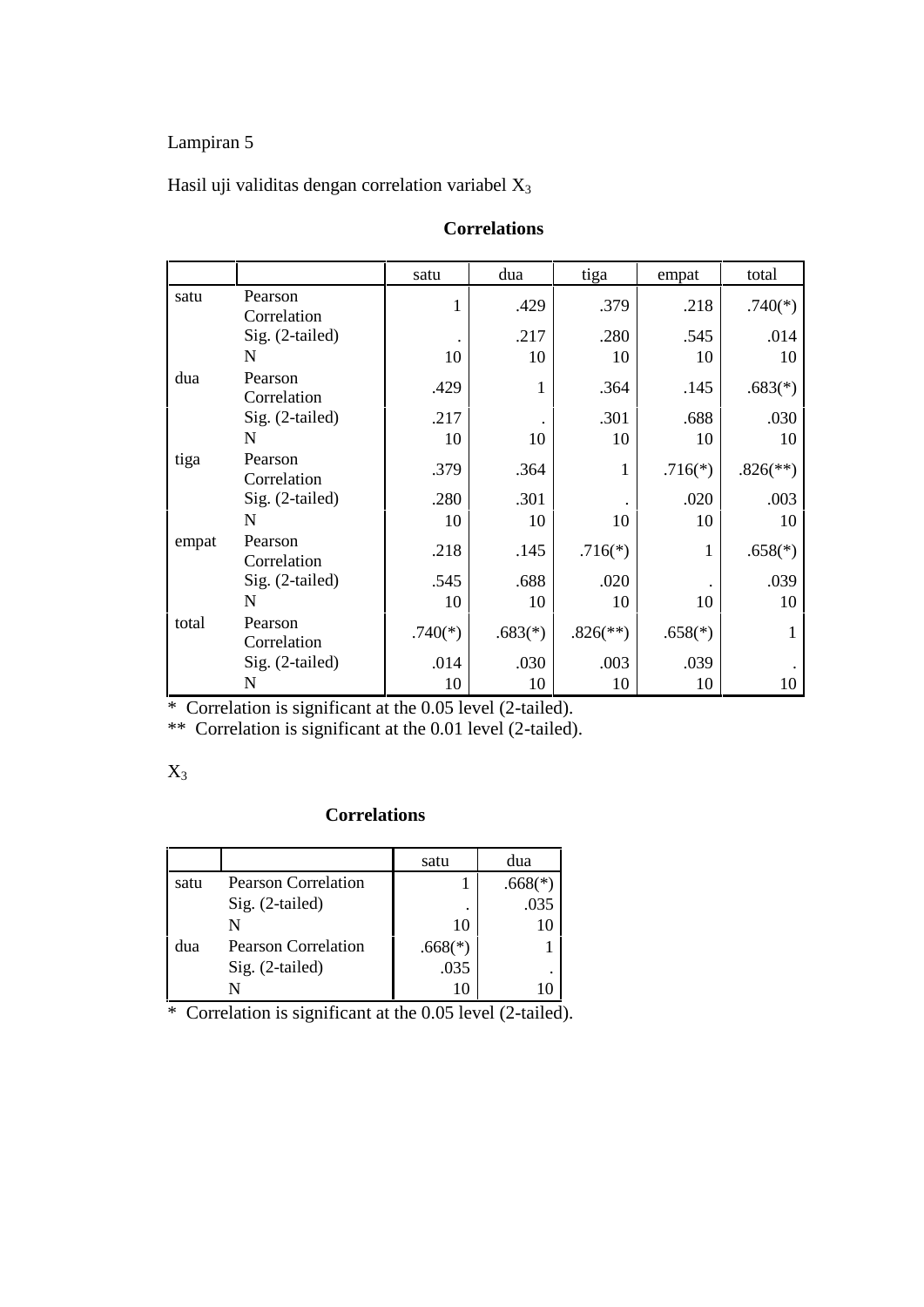Lampiran 5

Hasil uji validitas dengan correlation variabel $X_3$

**Correlations**

| | | satu | dua | tiga | empat | total |
|---|---|---|---|---|---|---|
| satu | Pearson Correlation | 1 | .429 | .379 | .218 | .740(*) |
| | Sig. (2-tailed) | . | .217 | .280 | .545 | .014 |
| | N | 10 | 10 | 10 | 10 | 10 |
| dua | Pearson Correlation | .429 | 1 | .364 | .145 | .683(*) |
| | Sig. (2-tailed) | .217 | . | .301 | .688 | .030 |
| | N | 10 | 10 | 10 | 10 | 10 |
| tiga | Pearson Correlation | .379 | .364 | 1 | .716(*) | .826(**) |
| | Sig. (2-tailed) | .280 | .301 | . | .020 | .003 |
| | N | 10 | 10 | 10 | 10 | 10 |
| empat | Pearson Correlation | .218 | .145 | .716(*) | 1 | .658(*) |
| | Sig. (2-tailed) | .545 | .688 | .020 | . | .039 |
| | N | 10 | 10 | 10 | 10 | 10 |
| total | Pearson Correlation | .740(*) | .683(*) | .826(**) | .658(*) | 1 |
| | Sig. (2-tailed) | .014 | .030 | .003 | .039 | . |
| | N | 10 | 10 | 10 | 10 | 10 |

* Correlation is significant at the 0.05 level (2-tailed).
** Correlation is significant at the 0.01 level (2-tailed).

$X_3$

**Correlations**

| | | satu | dua |
|---|---|---|---|
| satu | Pearson Correlation | 1 | .668(*) |
| | Sig. (2-tailed) | . | .035 |
| | N | 10 | 10 |
| dua | Pearson Correlation | .668(*) | 1 |
| | Sig. (2-tailed) | .035 | . |
| | N | 10 | 10 |

* Correlation is significant at the 0.05 level (2-tailed).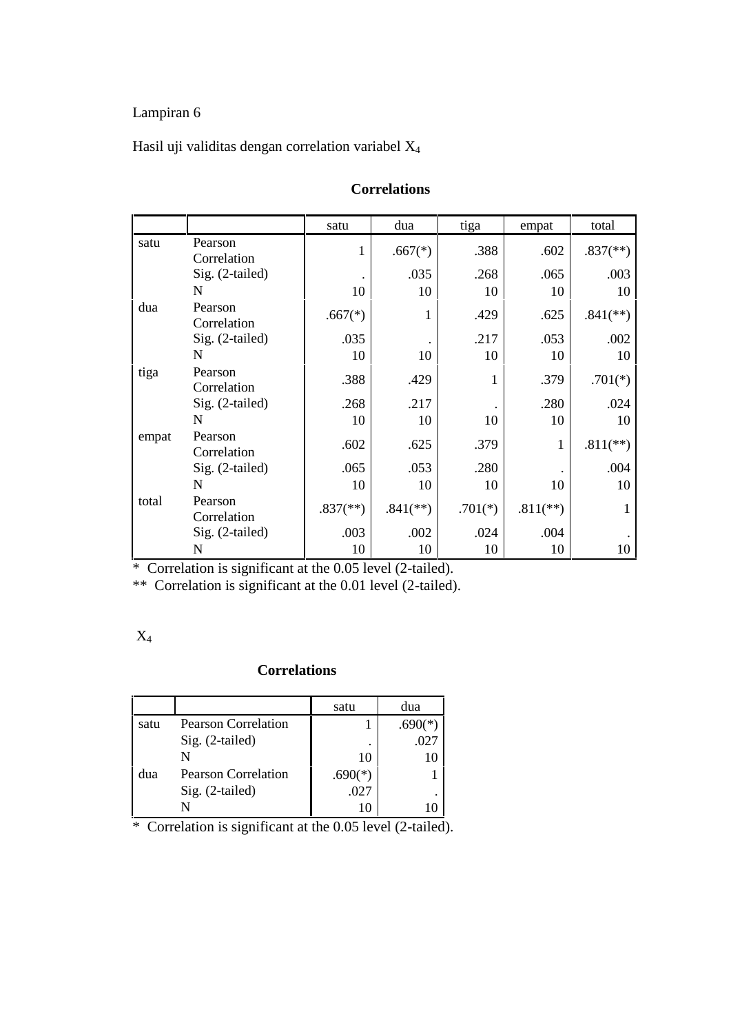Lampiran 6

Hasil uji validitas dengan correlation variabel $X_4$

**Correlations**

| | | satu | dua | tiga | empat | total |
|---|---|---|---|---|---|---|
| satu | Pearson Correlation | 1 | .667(*) | .388 | .602 | .837(**) |
| | Sig. (2-tailed) | . | .035 | .268 | .065 | .003 |
| | N | 10 | 10 | 10 | 10 | 10 |
| dua | Pearson Correlation | .667(*) | 1 | .429 | .625 | .841(**) |
| | Sig. (2-tailed) | .035 | . | .217 | .053 | .002 |
| | N | 10 | 10 | 10 | 10 | 10 |
| tiga | Pearson Correlation | .388 | .429 | 1 | .379 | .701(*) |
| | Sig. (2-tailed) | .268 | .217 | . | .280 | .024 |
| | N | 10 | 10 | 10 | 10 | 10 |
| empat | Pearson Correlation | .602 | .625 | .379 | 1 | .811(**) |
| | Sig. (2-tailed) | .065 | .053 | .280 | . | .004 |
| | N | 10 | 10 | 10 | 10 | 10 |
| total | Pearson Correlation | .837(**) | .841(**) | .701(*) | .811(**) | 1 |
| | Sig. (2-tailed) | .003 | .002 | .024 | .004 | . |
| | N | 10 | 10 | 10 | 10 | 10 |

* Correlation is significant at the 0.05 level (2-tailed).

** Correlation is significant at the 0.01 level (2-tailed).

$X_4$

**Correlations**

| | | satu | dua |
|---|---|---|---|
| satu | Pearson Correlation | 1 | .690(*) |
| | Sig. (2-tailed) | . | .027 |
| | N | 10 | 10 |
| dua | Pearson Correlation | .690(*) | 1 |
| | Sig. (2-tailed) | .027 | . |
| | N | 10 | 10 |

* Correlation is significant at the 0.05 level (2-tailed).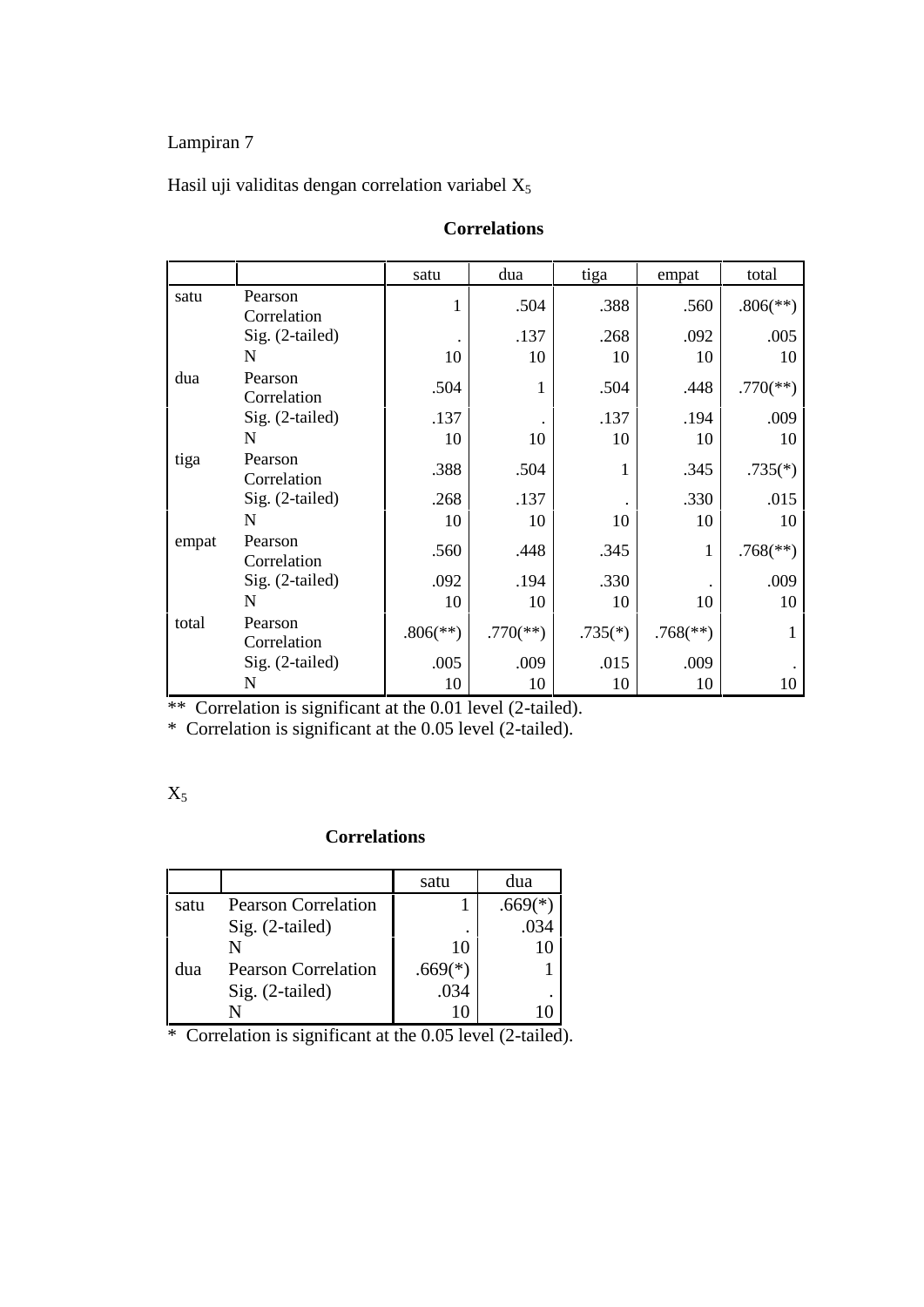Lampiran 7

Hasil uji validitas dengan correlation variabel $X_5$

**Correlations**

| | | satu | dua | tiga | empat | total |
|---|---|---|---|---|---|---|
| satu | Pearson Correlation | 1 | .504 | .388 | .560 | .806(**) |
| | Sig. (2-tailed) | . | .137 | .268 | .092 | .005 |
| | N | 10 | 10 | 10 | 10 | 10 |
| dua | Pearson Correlation | .504 | 1 | .504 | .448 | .770(**) |
| | Sig. (2-tailed) | .137 | . | .137 | .194 | .009 |
| | N | 10 | 10 | 10 | 10 | 10 |
| tiga | Pearson Correlation | .388 | .504 | 1 | .345 | .735(*) |
| | Sig. (2-tailed) | .268 | .137 | . | .330 | .015 |
| | N | 10 | 10 | 10 | 10 | 10 |
| empat | Pearson Correlation | .560 | .448 | .345 | 1 | .768(**) |
| | Sig. (2-tailed) | .092 | .194 | .330 | . | .009 |
| | N | 10 | 10 | 10 | 10 | 10 |
| total | Pearson Correlation | .806(**) | .770(**) | .735(*) | .768(**) | 1 |
| | Sig. (2-tailed) | .005 | .009 | .015 | .009 | . |
| | N | 10 | 10 | 10 | 10 | 10 |

** Correlation is significant at the 0.01 level (2-tailed).
* Correlation is significant at the 0.05 level (2-tailed).

$X_5$

**Correlations**

| | | satu | dua |
|---|---|---|---|
| satu | Pearson Correlation | 1 | .669(*) |
| | Sig. (2-tailed) | . | .034 |
| | N | 10 | 10 |
| dua | Pearson Correlation | .669(*) | 1 |
| | Sig. (2-tailed) | .034 | . |
| | N | 10 | 10 |

* Correlation is significant at the 0.05 level (2-tailed).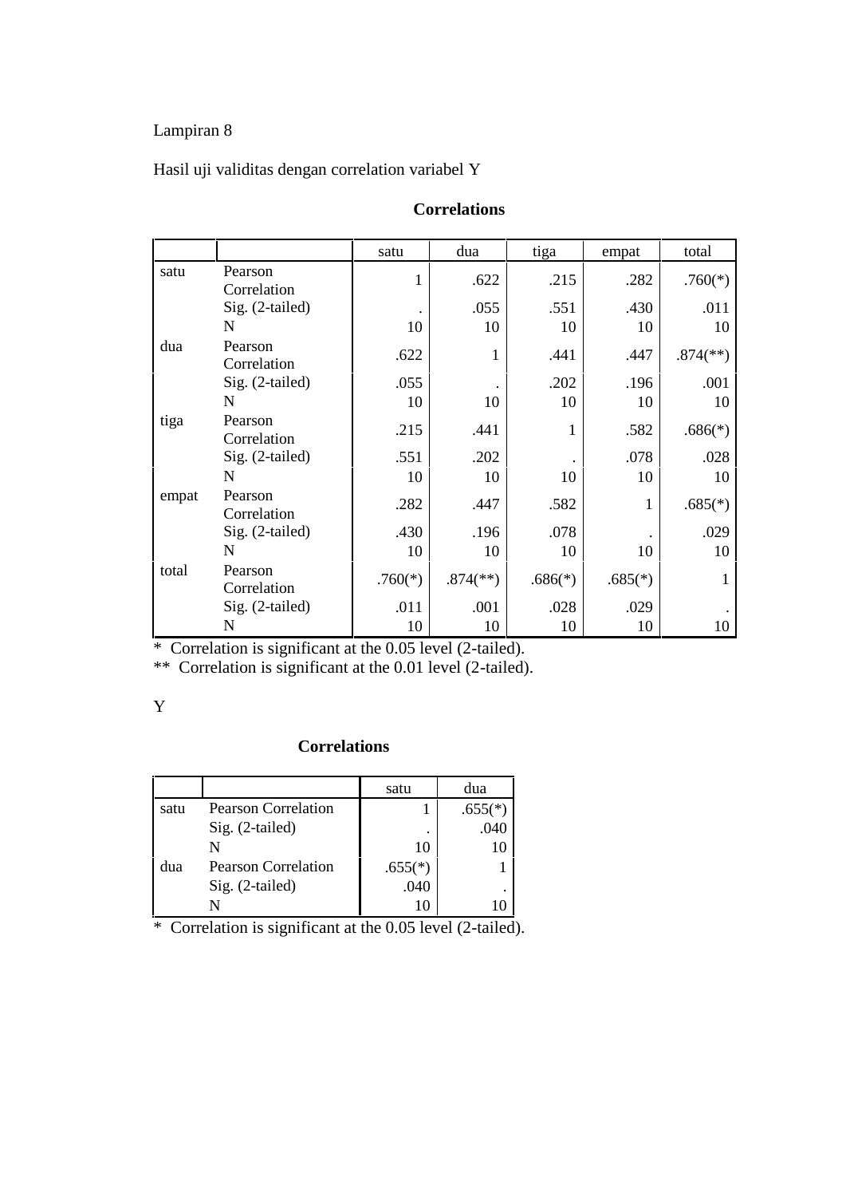Lampiran 8

Hasil uji validitas dengan correlation variabel Y

**Correlations**

| | | satu | dua | tiga | empat | total |
|---|---|---|---|---|---|---|
| satu | Pearson Correlation | 1 | .622 | .215 | .282 | .760(*) |
| | Sig. (2-tailed) | . | .055 | .551 | .430 | .011 |
| | N | 10 | 10 | 10 | 10 | 10 |
| dua | Pearson Correlation | .622 | 1 | .441 | .447 | .874(**) |
| | Sig. (2-tailed) | .055 | . | .202 | .196 | .001 |
| | N | 10 | 10 | 10 | 10 | 10 |
| tiga | Pearson Correlation | .215 | .441 | 1 | .582 | .686(*) |
| | Sig. (2-tailed) | .551 | .202 | . | .078 | .028 |
| | N | 10 | 10 | 10 | 10 | 10 |
| empat | Pearson Correlation | .282 | .447 | .582 | 1 | .685(*) |
| | Sig. (2-tailed) | .430 | .196 | .078 | . | .029 |
| | N | 10 | 10 | 10 | 10 | 10 |
| total | Pearson Correlation | .760(*) | .874(**) | .686(*) | .685(*) | 1 |
| | Sig. (2-tailed) | .011 | .001 | .028 | .029 | . |
| | N | 10 | 10 | 10 | 10 | 10 |

\* Correlation is significant at the 0.05 level (2-tailed).

** Correlation is significant at the 0.01 level (2-tailed).

Y

**Correlations**

| | | satu | dua |
|---|---|---|---|
| satu | Pearson Correlation | 1 | .655(*) |
| | Sig. (2-tailed) | . | .040 |
| | N | 10 | 10 |
| dua | Pearson Correlation | .655(*) | 1 |
| | Sig. (2-tailed) | .040 | . |
| | N | 10 | 10 |

\* Correlation is significant at the 0.05 level (2-tailed).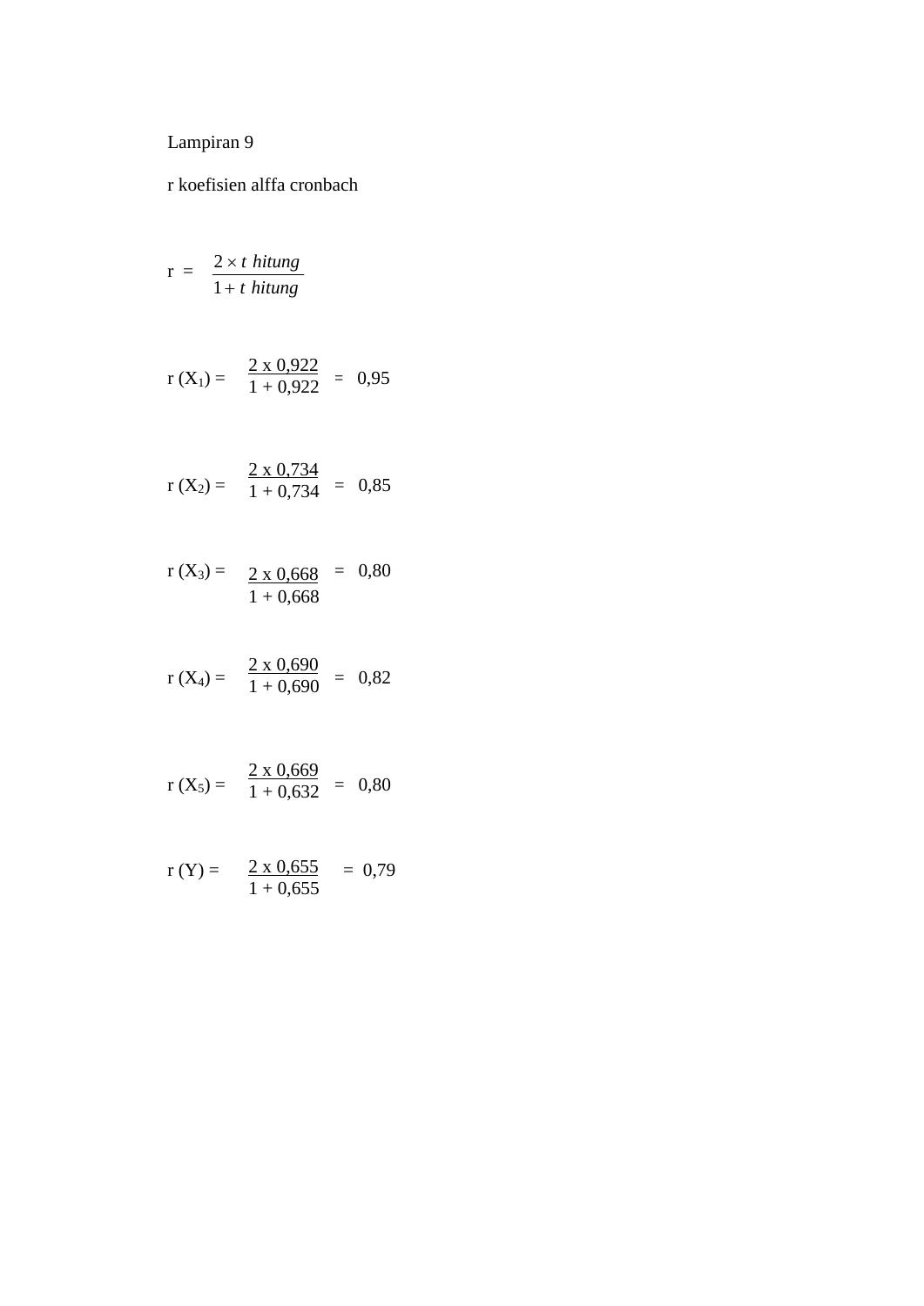Lampiran 9

r koefisien alffa cronbach

$$r = \frac{2 \times t\ hitung}{1 + t\ hitung}$$

$$r\ (X_1) = \frac{2 \text{ x } 0{,}922}{1 + 0{,}922} = 0{,}95$$

$$r\ (X_2) = \frac{2 \text{ x } 0{,}734}{1 + 0{,}734} = 0{,}85$$

$$r\ (X_3) = \frac{2 \text{ x } 0{,}668}{1 + 0{,}668} = 0{,}80$$

$$r\ (X_4) = \frac{2 \text{ x } 0{,}690}{1 + 0{,}690} = 0{,}82$$

$$r\ (X_5) = \frac{2 \text{ x } 0{,}669}{1 + 0{,}632} = 0{,}80$$

$$r\ (Y) = \frac{2 \text{ x } 0{,}655}{1 + 0{,}655} = 0{,}79$$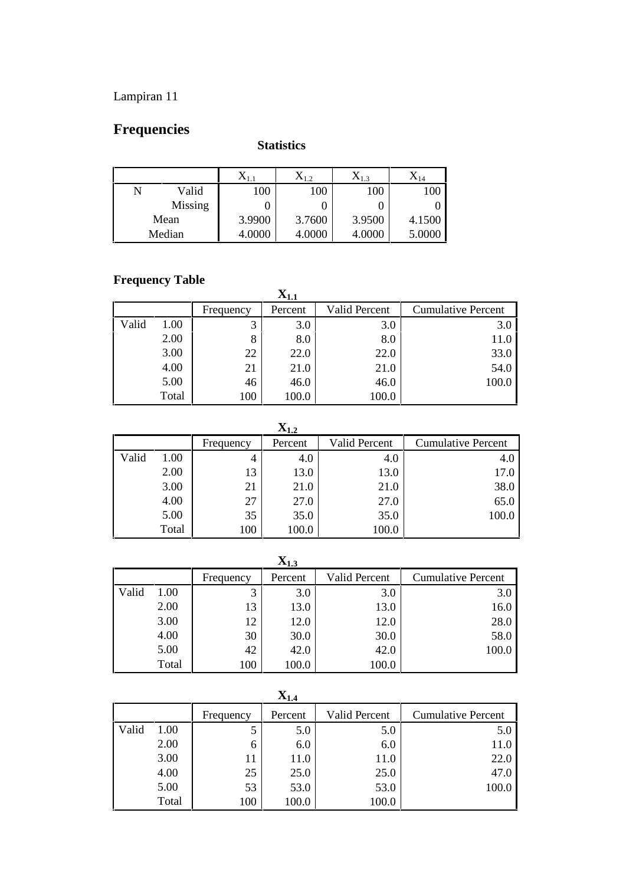Lampiran 11

# Frequencies

**Statistics**

| | | $X_{1.1}$ | $X_{1.2}$ | $X_{1.3}$ | $X_{14}$ |
|---|---|---|---|---|---|
| N | Valid | 100 | 100 | 100 | 100 |
| | Missing | 0 | 0 | 0 | 0 |
| Mean | | 3.9900 | 3.7600 | 3.9500 | 4.1500 |
| Median | | 4.0000 | 4.0000 | 4.0000 | 5.0000 |

## Frequency Table

**$X_{1.1}$**

| | | Frequency | Percent | Valid Percent | Cumulative Percent |
|---|---|---|---|---|---|
| Valid | 1.00 | 3 | 3.0 | 3.0 | 3.0 |
| | 2.00 | 8 | 8.0 | 8.0 | 11.0 |
| | 3.00 | 22 | 22.0 | 22.0 | 33.0 |
| | 4.00 | 21 | 21.0 | 21.0 | 54.0 |
| | 5.00 | 46 | 46.0 | 46.0 | 100.0 |
| | Total | 100 | 100.0 | 100.0 | |

**$X_{1.2}$**

| | | Frequency | Percent | Valid Percent | Cumulative Percent |
|---|---|---|---|---|---|
| Valid | 1.00 | 4 | 4.0 | 4.0 | 4.0 |
| | 2.00 | 13 | 13.0 | 13.0 | 17.0 |
| | 3.00 | 21 | 21.0 | 21.0 | 38.0 |
| | 4.00 | 27 | 27.0 | 27.0 | 65.0 |
| | 5.00 | 35 | 35.0 | 35.0 | 100.0 |
| | Total | 100 | 100.0 | 100.0 | |

**$X_{1.3}$**

| | | Frequency | Percent | Valid Percent | Cumulative Percent |
|---|---|---|---|---|---|
| Valid | 1.00 | 3 | 3.0 | 3.0 | 3.0 |
| | 2.00 | 13 | 13.0 | 13.0 | 16.0 |
| | 3.00 | 12 | 12.0 | 12.0 | 28.0 |
| | 4.00 | 30 | 30.0 | 30.0 | 58.0 |
| | 5.00 | 42 | 42.0 | 42.0 | 100.0 |
| | Total | 100 | 100.0 | 100.0 | |

**$X_{1.4}$**

| | | Frequency | Percent | Valid Percent | Cumulative Percent |
|---|---|---|---|---|---|
| Valid | 1.00 | 5 | 5.0 | 5.0 | 5.0 |
| | 2.00 | 6 | 6.0 | 6.0 | 11.0 |
| | 3.00 | 11 | 11.0 | 11.0 | 22.0 |
| | 4.00 | 25 | 25.0 | 25.0 | 47.0 |
| | 5.00 | 53 | 53.0 | 53.0 | 100.0 |
| | Total | 100 | 100.0 | 100.0 | |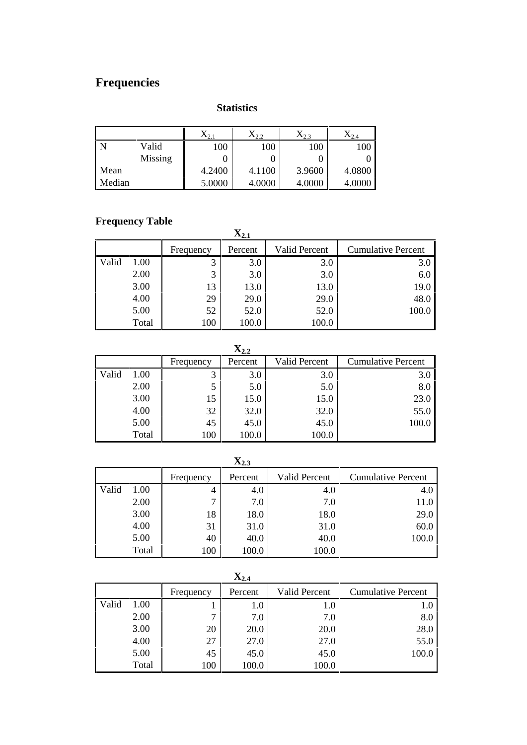# Frequencies

### Statistics

| | | $X_{2.1}$ | $X_{2.2}$ | $X_{2.3}$ | $X_{2.4}$ |
|---|---|---|---|---|---|
| N | Valid | 100 | 100 | 100 | 100 |
| | Missing | 0 | 0 | 0 | 0 |
| Mean | | 4.2400 | 4.1100 | 3.9600 | 4.0800 |
| Median | | 5.0000 | 4.0000 | 4.0000 | 4.0000 |

## Frequency Table

### $X_{2.1}$

| | | Frequency | Percent | Valid Percent | Cumulative Percent |
|---|---|---|---|---|---|
| Valid | 1.00 | 3 | 3.0 | 3.0 | 3.0 |
| | 2.00 | 3 | 3.0 | 3.0 | 6.0 |
| | 3.00 | 13 | 13.0 | 13.0 | 19.0 |
| | 4.00 | 29 | 29.0 | 29.0 | 48.0 |
| | 5.00 | 52 | 52.0 | 52.0 | 100.0 |
| | Total | 100 | 100.0 | 100.0 | |

### $X_{2.2}$

| | | Frequency | Percent | Valid Percent | Cumulative Percent |
|---|---|---|---|---|---|
| Valid | 1.00 | 3 | 3.0 | 3.0 | 3.0 |
| | 2.00 | 5 | 5.0 | 5.0 | 8.0 |
| | 3.00 | 15 | 15.0 | 15.0 | 23.0 |
| | 4.00 | 32 | 32.0 | 32.0 | 55.0 |
| | 5.00 | 45 | 45.0 | 45.0 | 100.0 |
| | Total | 100 | 100.0 | 100.0 | |

### $X_{2.3}$

| | | Frequency | Percent | Valid Percent | Cumulative Percent |
|---|---|---|---|---|---|
| Valid | 1.00 | 4 | 4.0 | 4.0 | 4.0 |
| | 2.00 | 7 | 7.0 | 7.0 | 11.0 |
| | 3.00 | 18 | 18.0 | 18.0 | 29.0 |
| | 4.00 | 31 | 31.0 | 31.0 | 60.0 |
| | 5.00 | 40 | 40.0 | 40.0 | 100.0 |
| | Total | 100 | 100.0 | 100.0 | |

### $X_{2.4}$

| | | Frequency | Percent | Valid Percent | Cumulative Percent |
|---|---|---|---|---|---|
| Valid | 1.00 | 1 | 1.0 | 1.0 | 1.0 |
| | 2.00 | 7 | 7.0 | 7.0 | 8.0 |
| | 3.00 | 20 | 20.0 | 20.0 | 28.0 |
| | 4.00 | 27 | 27.0 | 27.0 | 55.0 |
| | 5.00 | 45 | 45.0 | 45.0 | 100.0 |
| | Total | 100 | 100.0 | 100.0 | |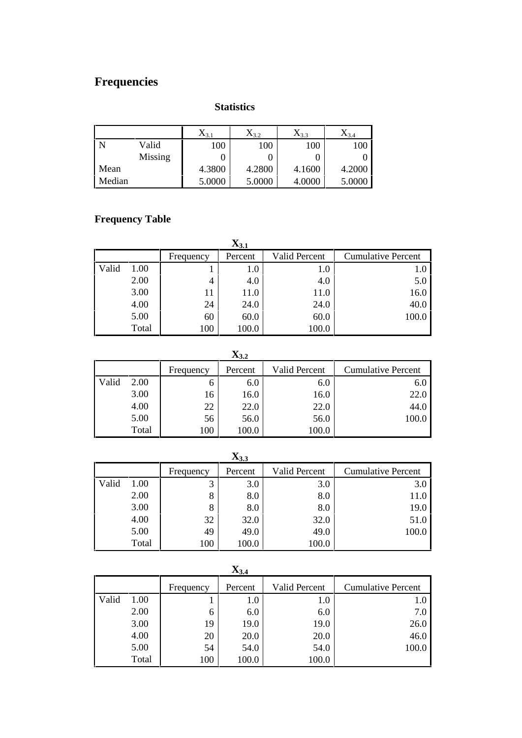# Frequencies

### Statistics

| | | $X_{3.1}$ | $X_{3.2}$ | $X_{3.3}$ | $X_{3.4}$ |
|---|---|---|---|---|---|
| N | Valid | 100 | 100 | 100 | 100 |
| | Missing | 0 | 0 | 0 | 0 |
| Mean | | 4.3800 | 4.2800 | 4.1600 | 4.2000 |
| Median | | 5.0000 | 5.0000 | 4.0000 | 5.0000 |

## Frequency Table

### $X_{3.1}$

| | | Frequency | Percent | Valid Percent | Cumulative Percent |
|---|---|---|---|---|---|
| Valid | 1.00 | 1 | 1.0 | 1.0 | 1.0 |
| | 2.00 | 4 | 4.0 | 4.0 | 5.0 |
| | 3.00 | 11 | 11.0 | 11.0 | 16.0 |
| | 4.00 | 24 | 24.0 | 24.0 | 40.0 |
| | 5.00 | 60 | 60.0 | 60.0 | 100.0 |
| | Total | 100 | 100.0 | 100.0 | |

### $X_{3.2}$

| | | Frequency | Percent | Valid Percent | Cumulative Percent |
|---|---|---|---|---|---|
| Valid | 2.00 | 6 | 6.0 | 6.0 | 6.0 |
| | 3.00 | 16 | 16.0 | 16.0 | 22.0 |
| | 4.00 | 22 | 22.0 | 22.0 | 44.0 |
| | 5.00 | 56 | 56.0 | 56.0 | 100.0 |
| | Total | 100 | 100.0 | 100.0 | |

### $X_{3.3}$

| | | Frequency | Percent | Valid Percent | Cumulative Percent |
|---|---|---|---|---|---|
| Valid | 1.00 | 3 | 3.0 | 3.0 | 3.0 |
| | 2.00 | 8 | 8.0 | 8.0 | 11.0 |
| | 3.00 | 8 | 8.0 | 8.0 | 19.0 |
| | 4.00 | 32 | 32.0 | 32.0 | 51.0 |
| | 5.00 | 49 | 49.0 | 49.0 | 100.0 |
| | Total | 100 | 100.0 | 100.0 | |

### $X_{3.4}$

| | | Frequency | Percent | Valid Percent | Cumulative Percent |
|---|---|---|---|---|---|
| Valid | 1.00 | 1 | 1.0 | 1.0 | 1.0 |
| | 2.00 | 6 | 6.0 | 6.0 | 7.0 |
| | 3.00 | 19 | 19.0 | 19.0 | 26.0 |
| | 4.00 | 20 | 20.0 | 20.0 | 46.0 |
| | 5.00 | 54 | 54.0 | 54.0 | 100.0 |
| | Total | 100 | 100.0 | 100.0 | |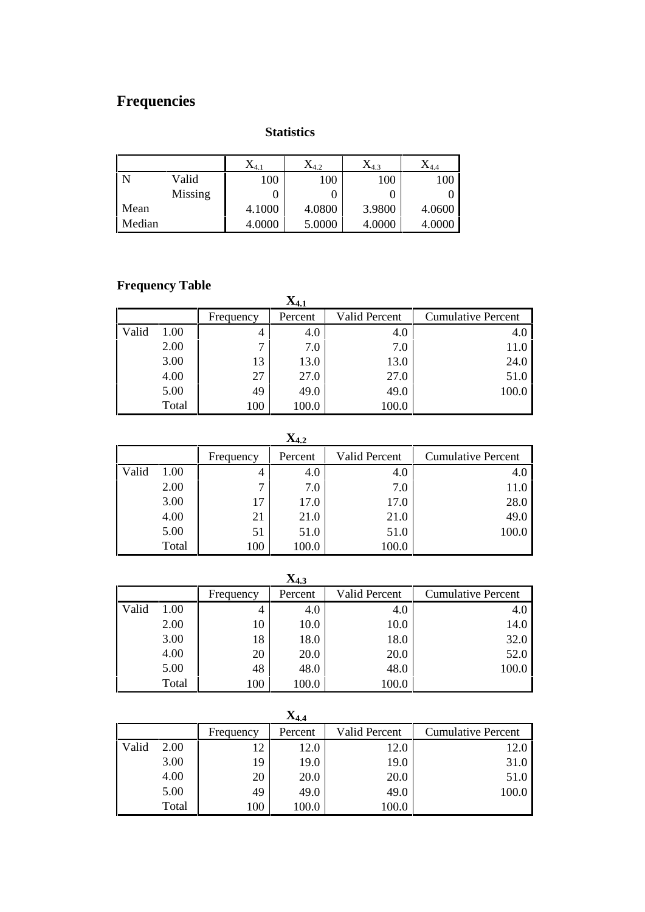# Frequencies

**Statistics**

| | | $X_{4.1}$ | $X_{4.2}$ | $X_{4.3}$ | $X_{4.4}$ |
|---|---|---|---|---|---|
| N | Valid | 100 | 100 | 100 | 100 |
| | Missing | 0 | 0 | 0 | 0 |
| Mean | | 4.1000 | 4.0800 | 3.9800 | 4.0600 |
| Median | | 4.0000 | 5.0000 | 4.0000 | 4.0000 |

## Frequency Table

**$X_{4.1}$**

| | | Frequency | Percent | Valid Percent | Cumulative Percent |
|---|---|---|---|---|---|
| Valid | 1.00 | 4 | 4.0 | 4.0 | 4.0 |
| | 2.00 | 7 | 7.0 | 7.0 | 11.0 |
| | 3.00 | 13 | 13.0 | 13.0 | 24.0 |
| | 4.00 | 27 | 27.0 | 27.0 | 51.0 |
| | 5.00 | 49 | 49.0 | 49.0 | 100.0 |
| | Total | 100 | 100.0 | 100.0 | |

**$X_{4.2}$**

| | | Frequency | Percent | Valid Percent | Cumulative Percent |
|---|---|---|---|---|---|
| Valid | 1.00 | 4 | 4.0 | 4.0 | 4.0 |
| | 2.00 | 7 | 7.0 | 7.0 | 11.0 |
| | 3.00 | 17 | 17.0 | 17.0 | 28.0 |
| | 4.00 | 21 | 21.0 | 21.0 | 49.0 |
| | 5.00 | 51 | 51.0 | 51.0 | 100.0 |
| | Total | 100 | 100.0 | 100.0 | |

**$X_{4.3}$**

| | | Frequency | Percent | Valid Percent | Cumulative Percent |
|---|---|---|---|---|---|
| Valid | 1.00 | 4 | 4.0 | 4.0 | 4.0 |
| | 2.00 | 10 | 10.0 | 10.0 | 14.0 |
| | 3.00 | 18 | 18.0 | 18.0 | 32.0 |
| | 4.00 | 20 | 20.0 | 20.0 | 52.0 |
| | 5.00 | 48 | 48.0 | 48.0 | 100.0 |
| | Total | 100 | 100.0 | 100.0 | |

**$X_{4.4}$**

| | | Frequency | Percent | Valid Percent | Cumulative Percent |
|---|---|---|---|---|---|
| Valid | 2.00 | 12 | 12.0 | 12.0 | 12.0 |
| | 3.00 | 19 | 19.0 | 19.0 | 31.0 |
| | 4.00 | 20 | 20.0 | 20.0 | 51.0 |
| | 5.00 | 49 | 49.0 | 49.0 | 100.0 |
| | Total | 100 | 100.0 | 100.0 | |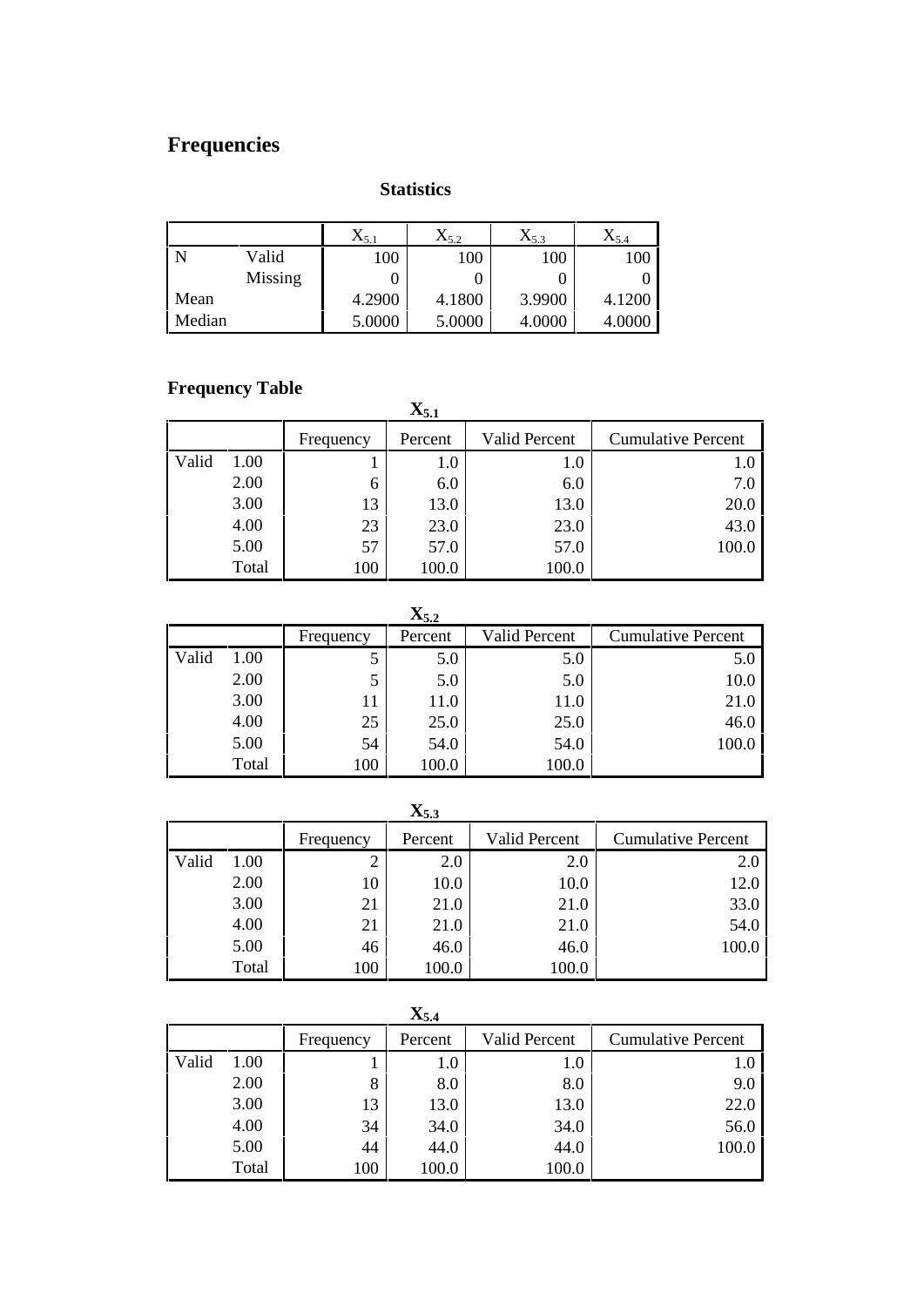# Frequencies

**Statistics**

| | | $X_{5.1}$ | $X_{5.2}$ | $X_{5.3}$ | $X_{5.4}$ |
|---|---|---|---|---|---|
| N | Valid | 100 | 100 | 100 | 100 |
| | Missing | 0 | 0 | 0 | 0 |
| Mean | | 4.2900 | 4.1800 | 3.9900 | 4.1200 |
| Median | | 5.0000 | 5.0000 | 4.0000 | 4.0000 |

## Frequency Table

**$X_{5.1}$**

| | | Frequency | Percent | Valid Percent | Cumulative Percent |
|---|---|---|---|---|---|
| Valid | 1.00 | 1 | 1.0 | 1.0 | 1.0 |
| | 2.00 | 6 | 6.0 | 6.0 | 7.0 |
| | 3.00 | 13 | 13.0 | 13.0 | 20.0 |
| | 4.00 | 23 | 23.0 | 23.0 | 43.0 |
| | 5.00 | 57 | 57.0 | 57.0 | 100.0 |
| | Total | 100 | 100.0 | 100.0 | |

**$X_{5.2}$**

| | | Frequency | Percent | Valid Percent | Cumulative Percent |
|---|---|---|---|---|---|
| Valid | 1.00 | 5 | 5.0 | 5.0 | 5.0 |
| | 2.00 | 5 | 5.0 | 5.0 | 10.0 |
| | 3.00 | 11 | 11.0 | 11.0 | 21.0 |
| | 4.00 | 25 | 25.0 | 25.0 | 46.0 |
| | 5.00 | 54 | 54.0 | 54.0 | 100.0 |
| | Total | 100 | 100.0 | 100.0 | |

**$X_{5.3}$**

| | | Frequency | Percent | Valid Percent | Cumulative Percent |
|---|---|---|---|---|---|
| Valid | 1.00 | 2 | 2.0 | 2.0 | 2.0 |
| | 2.00 | 10 | 10.0 | 10.0 | 12.0 |
| | 3.00 | 21 | 21.0 | 21.0 | 33.0 |
| | 4.00 | 21 | 21.0 | 21.0 | 54.0 |
| | 5.00 | 46 | 46.0 | 46.0 | 100.0 |
| | Total | 100 | 100.0 | 100.0 | |

**$X_{5.4}$**

| | | Frequency | Percent | Valid Percent | Cumulative Percent |
|---|---|---|---|---|---|
| Valid | 1.00 | 1 | 1.0 | 1.0 | 1.0 |
| | 2.00 | 8 | 8.0 | 8.0 | 9.0 |
| | 3.00 | 13 | 13.0 | 13.0 | 22.0 |
| | 4.00 | 34 | 34.0 | 34.0 | 56.0 |
| | 5.00 | 44 | 44.0 | 44.0 | 100.0 |
| | Total | 100 | 100.0 | 100.0 | |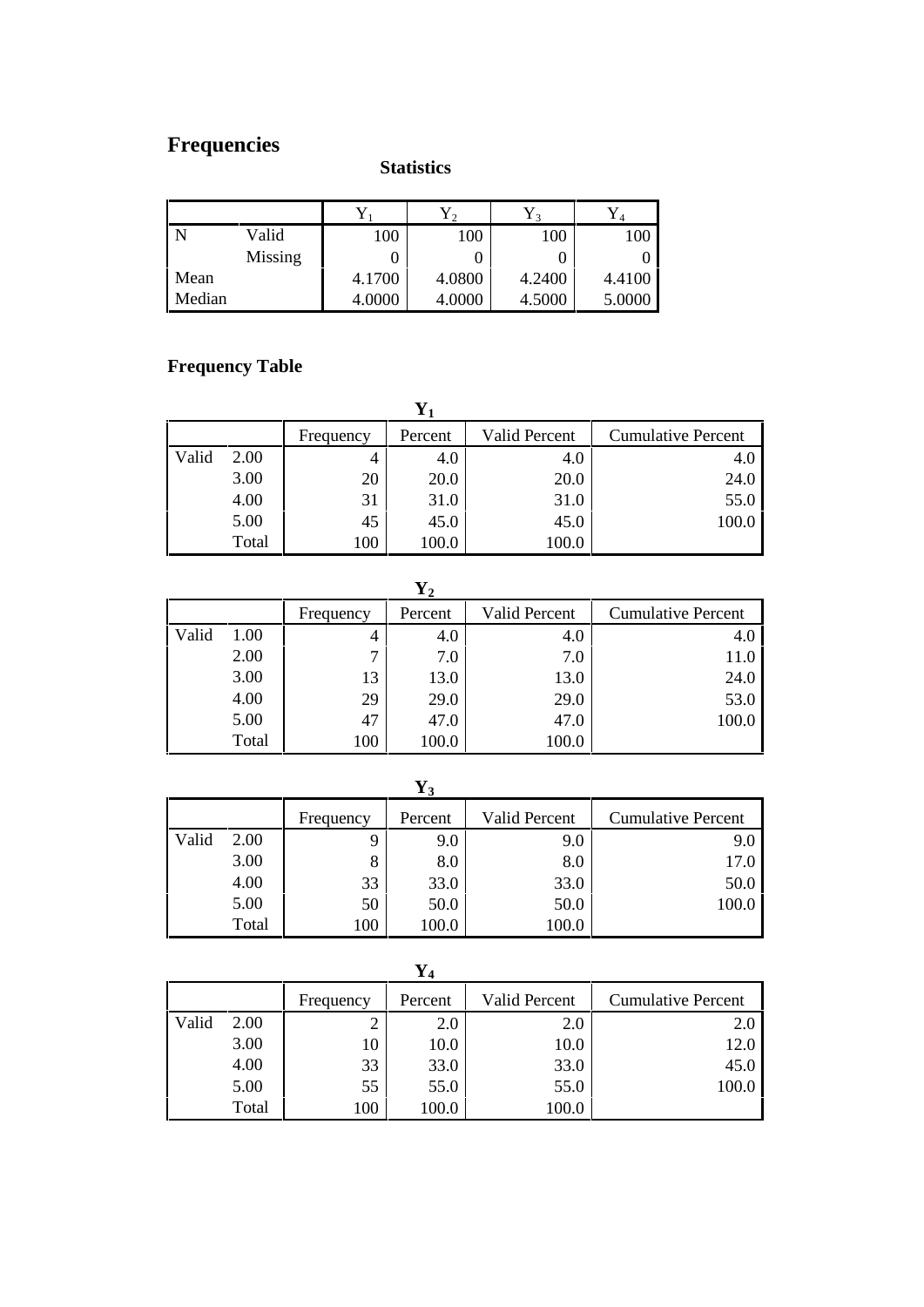# Frequencies

**Statistics**

| | | $Y_1$ | $Y_2$ | $Y_3$ | $Y_4$ |
|---|---|---|---|---|---|
| N | Valid | 100 | 100 | 100 | 100 |
| | Missing | 0 | 0 | 0 | 0 |
| Mean | | 4.1700 | 4.0800 | 4.2400 | 4.4100 |
| Median | | 4.0000 | 4.0000 | 4.5000 | 5.0000 |

## Frequency Table

**$Y_1$**

| | | Frequency | Percent | Valid Percent | Cumulative Percent |
|---|---|---|---|---|---|
| Valid | 2.00 | 4 | 4.0 | 4.0 | 4.0 |
| | 3.00 | 20 | 20.0 | 20.0 | 24.0 |
| | 4.00 | 31 | 31.0 | 31.0 | 55.0 |
| | 5.00 | 45 | 45.0 | 45.0 | 100.0 |
| | Total | 100 | 100.0 | 100.0 | |

**$Y_2$**

| | | Frequency | Percent | Valid Percent | Cumulative Percent |
|---|---|---|---|---|---|
| Valid | 1.00 | 4 | 4.0 | 4.0 | 4.0 |
| | 2.00 | 7 | 7.0 | 7.0 | 11.0 |
| | 3.00 | 13 | 13.0 | 13.0 | 24.0 |
| | 4.00 | 29 | 29.0 | 29.0 | 53.0 |
| | 5.00 | 47 | 47.0 | 47.0 | 100.0 |
| | Total | 100 | 100.0 | 100.0 | |

**$Y_3$**

| | | Frequency | Percent | Valid Percent | Cumulative Percent |
|---|---|---|---|---|---|
| Valid | 2.00 | 9 | 9.0 | 9.0 | 9.0 |
| | 3.00 | 8 | 8.0 | 8.0 | 17.0 |
| | 4.00 | 33 | 33.0 | 33.0 | 50.0 |
| | 5.00 | 50 | 50.0 | 50.0 | 100.0 |
| | Total | 100 | 100.0 | 100.0 | |

**$Y_4$**

| | | Frequency | Percent | Valid Percent | Cumulative Percent |
|---|---|---|---|---|---|
| Valid | 2.00 | 2 | 2.0 | 2.0 | 2.0 |
| | 3.00 | 10 | 10.0 | 10.0 | 12.0 |
| | 4.00 | 33 | 33.0 | 33.0 | 45.0 |
| | 5.00 | 55 | 55.0 | 55.0 | 100.0 |
| | Total | 100 | 100.0 | 100.0 | |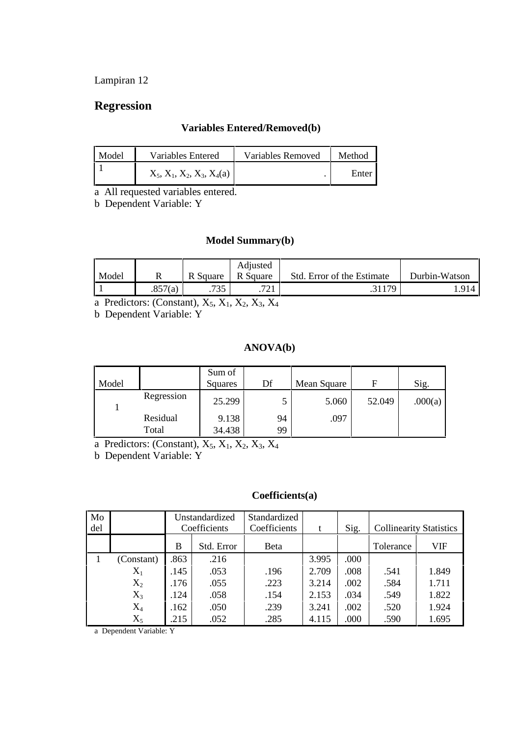Lampiran 12

# Regression

### Variables Entered/Removed(b)

| Model | Variables Entered | Variables Removed | Method |
|---|---|---|---|
| 1 | $X_5$, $X_1$, $X_2$, $X_3$, $X_4$(a) | . | Enter |

a All requested variables entered.
b Dependent Variable: Y

### Model Summary(b)

| Model | R | R Square | Adjusted R Square | Std. Error of the Estimate | Durbin-Watson |
|---|---|---|---|---|---|
| 1 | .857(a) | .735 | .721 | .31179 | 1.914 |

a Predictors: (Constant), $X_5$, $X_1$, $X_2$, $X_3$, $X_4$
b Dependent Variable: Y

### ANOVA(b)

| Model | | Sum of Squares | Df | Mean Square | F | Sig. |
|---|---|---|---|---|---|---|
| 1 | Regression | 25.299 | 5 | 5.060 | 52.049 | .000(a) |
| | Residual | 9.138 | 94 | .097 | | |
| | Total | 34.438 | 99 | | | |

a Predictors: (Constant), $X_5$, $X_1$, $X_2$, $X_3$, $X_4$
b Dependent Variable: Y

### Coefficients(a)

| Model | | Unstandardized Coefficients | | Standardized Coefficients | t | Sig. | Collinearity Statistics | |
|---|---|---|---|---|---|---|---|---|
| | | B | Std. Error | Beta | | | Tolerance | VIF |
| 1 | (Constant) | .863 | .216 | | 3.995 | .000 | | |
| | $X_1$ | .145 | .053 | .196 | 2.709 | .008 | .541 | 1.849 |
| | $X_2$ | .176 | .055 | .223 | 3.214 | .002 | .584 | 1.711 |
| | $X_3$ | .124 | .058 | .154 | 2.153 | .034 | .549 | 1.822 |
| | $X_4$ | .162 | .050 | .239 | 3.241 | .002 | .520 | 1.924 |
| | $X_5$ | .215 | .052 | .285 | 4.115 | .000 | .590 | 1.695 |

a Dependent Variable: Y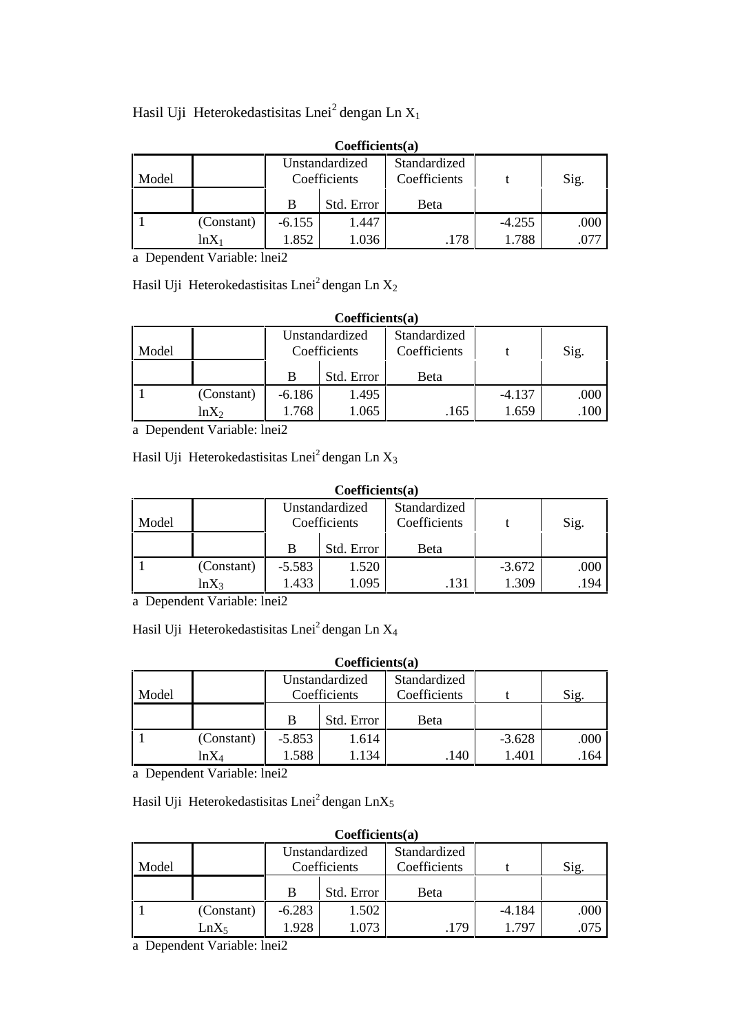Hasil Uji Heterokedastisitas $Lnei^2$ dengan Ln $X_1$

**Coefficients(a)**

| Model | | Unstandardized Coefficients | | Standardized Coefficients | t | Sig. |
|---|---|---|---|---|---|---|
| | | B | Std. Error | Beta | | |
| 1 | (Constant) | -6.155 | 1.447 | | -4.255 | .000 |
| | $lnX_1$ | 1.852 | 1.036 | .178 | 1.788 | .077 |

a Dependent Variable: lnei2

Hasil Uji Heterokedastisitas $Lnei^2$ dengan Ln $X_2$

**Coefficients(a)**

| Model | | Unstandardized Coefficients | | Standardized Coefficients | t | Sig. |
|---|---|---|---|---|---|---|
| | | B | Std. Error | Beta | | |
| 1 | (Constant) | -6.186 | 1.495 | | -4.137 | .000 |
| | $lnX_2$ | 1.768 | 1.065 | .165 | 1.659 | .100 |

a Dependent Variable: lnei2

Hasil Uji Heterokedastisitas $Lnei^2$ dengan Ln $X_3$

**Coefficients(a)**

| Model | | Unstandardized Coefficients | | Standardized Coefficients | t | Sig. |
|---|---|---|---|---|---|---|
| | | B | Std. Error | Beta | | |
| 1 | (Constant) | -5.583 | 1.520 | | -3.672 | .000 |
| | $lnX_3$ | 1.433 | 1.095 | .131 | 1.309 | .194 |

a Dependent Variable: lnei2

Hasil Uji Heterokedastisitas $Lnei^2$ dengan Ln $X_4$

**Coefficients(a)**

| Model | | Unstandardized Coefficients | | Standardized Coefficients | t | Sig. |
|---|---|---|---|---|---|---|
| | | B | Std. Error | Beta | | |
| 1 | (Constant) | -5.853 | 1.614 | | -3.628 | .000 |
| | $lnX_4$ | 1.588 | 1.134 | .140 | 1.401 | .164 |

a Dependent Variable: lnei2

Hasil Uji Heterokedastisitas $Lnei^2$ dengan $LnX_5$

**Coefficients(a)**

| Model | | Unstandardized Coefficients | | Standardized Coefficients | t | Sig. |
|---|---|---|---|---|---|---|
| | | B | Std. Error | Beta | | |
| 1 | (Constant) | -6.283 | 1.502 | | -4.184 | .000 |
| | $LnX_5$ | 1.928 | 1.073 | .179 | 1.797 | .075 |

a Dependent Variable: lnei2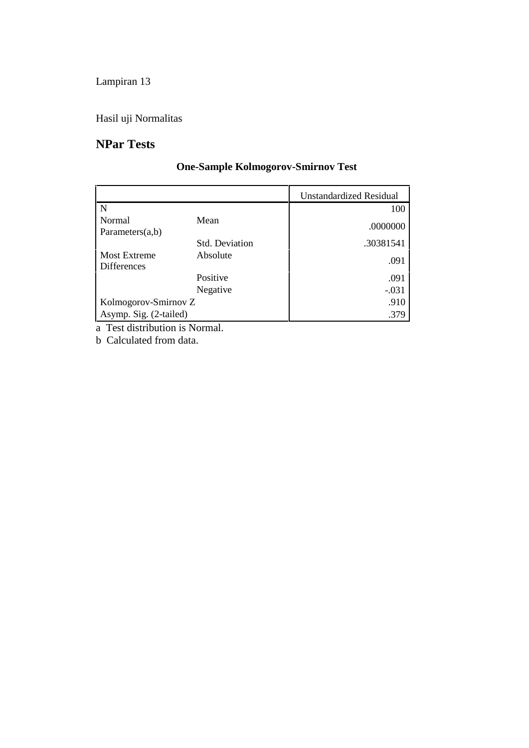Lampiran 13

Hasil uji Normalitas

## NPar Tests

### One-Sample Kolmogorov-Smirnov Test

| | | Unstandardized Residual |
|---|---|---|
| N | | 100 |
| Normal Parameters(a,b) | Mean | .0000000 |
| | Std. Deviation | .30381541 |
| Most Extreme Differences | Absolute | .091 |
| | Positive | .091 |
| | Negative | -.031 |
| Kolmogorov-Smirnov Z | | .910 |
| Asymp. Sig. (2-tailed) | | .379 |

a Test distribution is Normal.

b Calculated from data.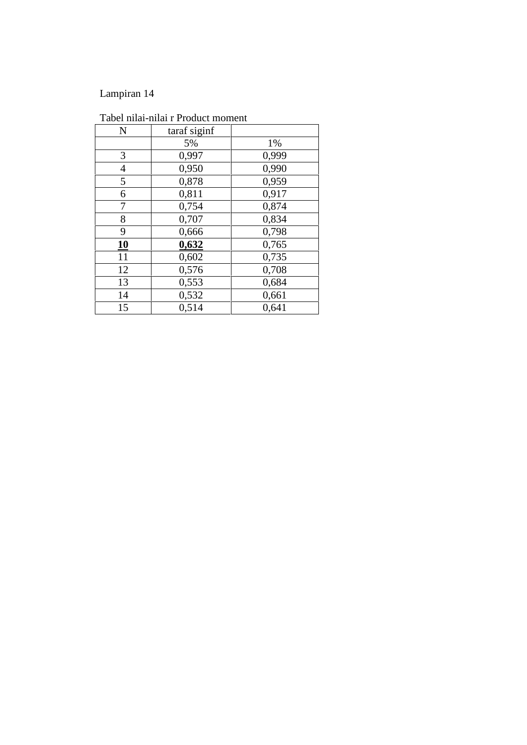Lampiran 14

Tabel nilai-nilai r Product moment

| N | taraf siginf | |
|---|---|---|
| | 5% | 1% |
| 3 | 0,997 | 0,999 |
| 4 | 0,950 | 0,990 |
| 5 | 0,878 | 0,959 |
| 6 | 0,811 | 0,917 |
| 7 | 0,754 | 0,874 |
| 8 | 0,707 | 0,834 |
| 9 | 0,666 | 0,798 |
| **10** | **0,632** | 0,765 |
| 11 | 0,602 | 0,735 |
| 12 | 0,576 | 0,708 |
| 13 | 0,553 | 0,684 |
| 14 | 0,532 | 0,661 |
| 15 | 0,514 | 0,641 |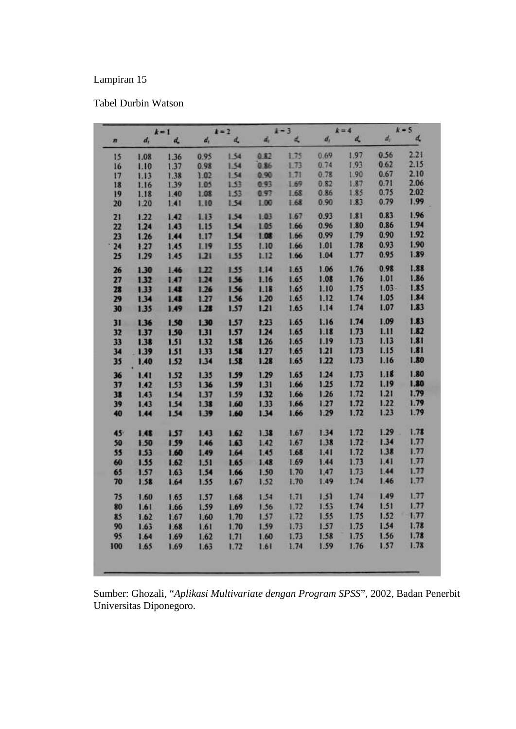Lampiran 15

Tabel Durbin Watson

| | k = 1 | | k = 2 | | k = 3 | | k = 4 | | k = 5 | |
|---|---|---|---|---|---|---|---|---|---|---|
| n | $d_l$ | $d_u$ | $d_l$ | $d_u$ | $d_l$ | $d_u$ | $d_l$ | $d_u$ | $d_l$ | $d_u$ |
| 15 | 1.08 | 1.36 | 0.95 | 1.54 | 0.82 | 1.75 | 0.69 | 1.97 | 0.56 | 2.21 |
| 16 | 1.10 | 1.37 | 0.98 | 1.54 | 0.86 | 1.73 | 0.74 | 1.93 | 0.62 | 2.15 |
| 17 | 1.13 | 1.38 | 1.02 | 1.54 | 0.90 | 1.71 | 0.78 | 1.90 | 0.67 | 2.10 |
| 18 | 1.16 | 1.39 | 1.05 | 1.53 | 0.93 | 1.69 | 0.82 | 1.87 | 0.71 | 2.06 |
| 19 | 1.18 | 1.40 | 1.08 | 1.53 | 0.97 | 1.68 | 0.86 | 1.85 | 0.75 | 2.02 |
| 20 | 1.20 | 1.41 | 1.10 | 1.54 | 1.00 | 1.68 | 0.90 | 1.83 | 0.79 | 1.99 |
| 21 | 1.22 | 1.42 | 1.13 | 1.54 | 1.03 | 1.67 | 0.93 | 1.81 | 0.83 | 1.96 |
| 22 | 1.24 | 1.43 | 1.15 | 1.54 | 1.05 | 1.66 | 0.96 | 1.80 | 0.86 | 1.94 |
| 23 | 1.26 | 1.44 | 1.17 | 1.54 | 1.08 | 1.66 | 0.99 | 1.79 | 0.90 | 1.92 |
| 24 | 1.27 | 1.45 | 1.19 | 1.55 | 1.10 | 1.66 | 1.01 | 1.78 | 0.93 | 1.90 |
| 25 | 1.29 | 1.45 | 1.21 | 1.55 | 1.12 | 1.66 | 1.04 | 1.77 | 0.95 | 1.89 |
| 26 | 1.30 | 1.46 | 1.22 | 1.55 | 1.14 | 1.65 | 1.06 | 1.76 | 0.98 | 1.88 |
| 27 | 1.32 | 1.47 | 1.24 | 1.56 | 1.16 | 1.65 | 1.08 | 1.76 | 1.01 | 1.86 |
| 28 | 1.33 | 1.48 | 1.26 | 1.56 | 1.18 | 1.65 | 1.10 | 1.75 | 1.03 | 1.85 |
| 29 | 1.34 | 1.48 | 1.27 | 1.56 | 1.20 | 1.65 | 1.12 | 1.74 | 1.05 | 1.84 |
| 30 | 1.35 | 1.49 | 1.28 | 1.57 | 1.21 | 1.65 | 1.14 | 1.74 | 1.07 | 1.83 |
| 31 | 1.36 | 1.50 | 1.30 | 1.57 | 1.23 | 1.65 | 1.16 | 1.74 | 1.09 | 1.83 |
| 32 | 1.37 | 1.50 | 1.31 | 1.57 | 1.24 | 1.65 | 1.18 | 1.73 | 1.11 | 1.82 |
| 33 | 1.38 | 1.51 | 1.32 | 1.58 | 1.26 | 1.65 | 1.19 | 1.73 | 1.13 | 1.81 |
| 34 | 1.39 | 1.51 | 1.33 | 1.58 | 1.27 | 1.65 | 1.21 | 1.73 | 1.15 | 1.81 |
| 35 | 1.40 | 1.52 | 1.34 | 1.58 | 1.28 | 1.65 | 1.22 | 1.73 | 1.16 | 1.80 |
| 36 | 1.41 | 1.52 | 1.35 | 1.59 | 1.29 | 1.65 | 1.24 | 1.73 | 1.18 | 1.80 |
| 37 | 1.42 | 1.53 | 1.36 | 1.59 | 1.31 | 1.66 | 1.25 | 1.72 | 1.19 | 1.80 |
| 38 | 1.43 | 1.54 | 1.37 | 1.59 | 1.32 | 1.66 | 1.26 | 1.72 | 1.21 | 1.79 |
| 39 | 1.43 | 1.54 | 1.38 | 1.60 | 1.33 | 1.66 | 1.27 | 1.72 | 1.22 | 1.79 |
| 40 | 1.44 | 1.54 | 1.39 | 1.60 | 1.34 | 1.66 | 1.29 | 1.72 | 1.23 | 1.79 |
| 45 | 1.48 | 1.57 | 1.43 | 1.62 | 1.38 | 1.67 | 1.34 | 1.72 | 1.29 | 1.78 |
| 50 | 1.50 | 1.59 | 1.46 | 1.63 | 1.42 | 1.67 | 1.38 | 1.72 | 1.34 | 1.77 |
| 55 | 1.53 | 1.60 | 1.49 | 1.64 | 1.45 | 1.68 | 1.41 | 1.72 | 1.38 | 1.77 |
| 60 | 1.55 | 1.62 | 1.51 | 1.65 | 1.48 | 1.69 | 1.44 | 1.73 | 1.41 | 1.77 |
| 65 | 1.57 | 1.63 | 1.54 | 1.66 | 1.50 | 1.70 | 1.47 | 1.73 | 1.44 | 1.77 |
| 70 | 1.58 | 1.64 | 1.55 | 1.67 | 1.52 | 1.70 | 1.49 | 1.74 | 1.46 | 1.77 |
| 75 | 1.60 | 1.65 | 1.57 | 1.68 | 1.54 | 1.71 | 1.51 | 1.74 | 1.49 | 1.77 |
| 80 | 1.61 | 1.66 | 1.59 | 1.69 | 1.56 | 1.72 | 1.53 | 1.74 | 1.51 | 1.77 |
| 85 | 1.62 | 1.67 | 1.60 | 1.70 | 1.57 | 1.72 | 1.55 | 1.75 | 1.52 | 1.77 |
| 90 | 1.63 | 1.68 | 1.61 | 1.70 | 1.59 | 1.73 | 1.57 | 1.75 | 1.54 | 1.78 |
| 95 | 1.64 | 1.69 | 1.62 | 1.71 | 1.60 | 1.73 | 1.58 | 1.75 | 1.56 | 1.78 |
| 100 | 1.65 | 1.69 | 1.63 | 1.72 | 1.61 | 1.74 | 1.59 | 1.76 | 1.57 | 1.78 |

Sumber: Ghozali, "*Aplikasi Multivariate dengan Program SPSS*", 2002, Badan Penerbit Universitas Diponegoro.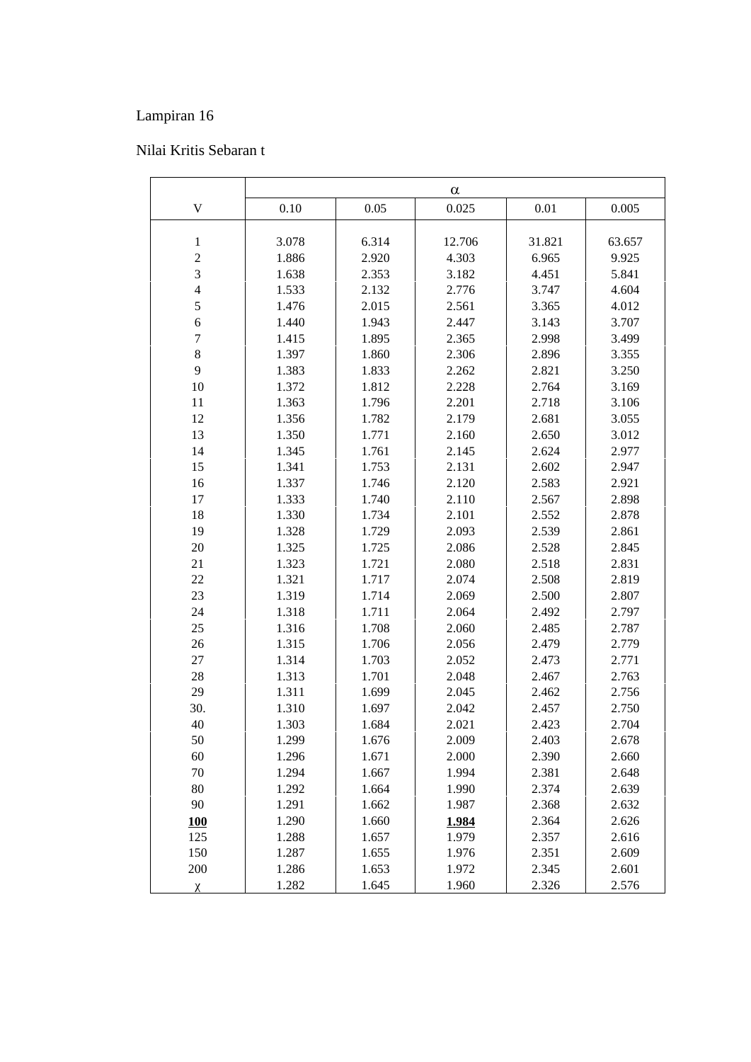Lampiran 16

Nilai Kritis Sebaran t

| | $\alpha$ | | | | |
|---|---|---|---|---|---|
| V | 0.10 | 0.05 | 0.025 | 0.01 | 0.005 |
| 1 | 3.078 | 6.314 | 12.706 | 31.821 | 63.657 |
| 2 | 1.886 | 2.920 | 4.303 | 6.965 | 9.925 |
| 3 | 1.638 | 2.353 | 3.182 | 4.451 | 5.841 |
| 4 | 1.533 | 2.132 | 2.776 | 3.747 | 4.604 |
| 5 | 1.476 | 2.015 | 2.561 | 3.365 | 4.012 |
| 6 | 1.440 | 1.943 | 2.447 | 3.143 | 3.707 |
| 7 | 1.415 | 1.895 | 2.365 | 2.998 | 3.499 |
| 8 | 1.397 | 1.860 | 2.306 | 2.896 | 3.355 |
| 9 | 1.383 | 1.833 | 2.262 | 2.821 | 3.250 |
| 10 | 1.372 | 1.812 | 2.228 | 2.764 | 3.169 |
| 11 | 1.363 | 1.796 | 2.201 | 2.718 | 3.106 |
| 12 | 1.356 | 1.782 | 2.179 | 2.681 | 3.055 |
| 13 | 1.350 | 1.771 | 2.160 | 2.650 | 3.012 |
| 14 | 1.345 | 1.761 | 2.145 | 2.624 | 2.977 |
| 15 | 1.341 | 1.753 | 2.131 | 2.602 | 2.947 |
| 16 | 1.337 | 1.746 | 2.120 | 2.583 | 2.921 |
| 17 | 1.333 | 1.740 | 2.110 | 2.567 | 2.898 |
| 18 | 1.330 | 1.734 | 2.101 | 2.552 | 2.878 |
| 19 | 1.328 | 1.729 | 2.093 | 2.539 | 2.861 |
| 20 | 1.325 | 1.725 | 2.086 | 2.528 | 2.845 |
| 21 | 1.323 | 1.721 | 2.080 | 2.518 | 2.831 |
| 22 | 1.321 | 1.717 | 2.074 | 2.508 | 2.819 |
| 23 | 1.319 | 1.714 | 2.069 | 2.500 | 2.807 |
| 24 | 1.318 | 1.711 | 2.064 | 2.492 | 2.797 |
| 25 | 1.316 | 1.708 | 2.060 | 2.485 | 2.787 |
| 26 | 1.315 | 1.706 | 2.056 | 2.479 | 2.779 |
| 27 | 1.314 | 1.703 | 2.052 | 2.473 | 2.771 |
| 28 | 1.313 | 1.701 | 2.048 | 2.467 | 2.763 |
| 29 | 1.311 | 1.699 | 2.045 | 2.462 | 2.756 |
| 30. | 1.310 | 1.697 | 2.042 | 2.457 | 2.750 |
| 40 | 1.303 | 1.684 | 2.021 | 2.423 | 2.704 |
| 50 | 1.299 | 1.676 | 2.009 | 2.403 | 2.678 |
| 60 | 1.296 | 1.671 | 2.000 | 2.390 | 2.660 |
| 70 | 1.294 | 1.667 | 1.994 | 2.381 | 2.648 |
| 80 | 1.292 | 1.664 | 1.990 | 2.374 | 2.639 |
| 90 | 1.291 | 1.662 | 1.987 | 2.368 | 2.632 |
| **100** | 1.290 | 1.660 | **1.984** | 2.364 | 2.626 |
| 125 | 1.288 | 1.657 | 1.979 | 2.357 | 2.616 |
| 150 | 1.287 | 1.655 | 1.976 | 2.351 | 2.609 |
| 200 | 1.286 | 1.653 | 1.972 | 2.345 | 2.601 |
| $\chi$ | 1.282 | 1.645 | 1.960 | 2.326 | 2.576 |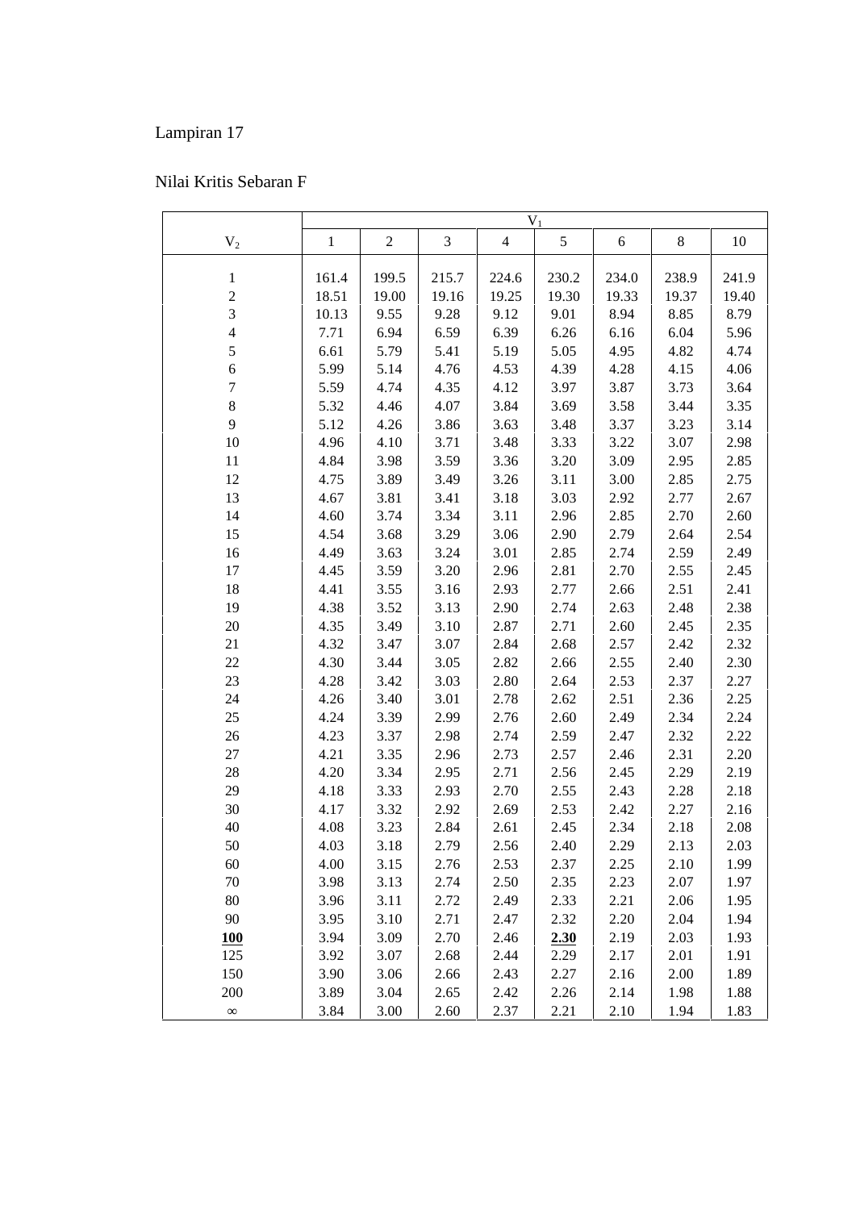Lampiran 17

Nilai Kritis Sebaran F

| | $V_1$ | | | | | | | |
|---|---|---|---|---|---|---|---|---|
| $V_2$ | 1 | 2 | 3 | 4 | 5 | 6 | 8 | 10 |
| 1 | 161.4 | 199.5 | 215.7 | 224.6 | 230.2 | 234.0 | 238.9 | 241.9 |
| 2 | 18.51 | 19.00 | 19.16 | 19.25 | 19.30 | 19.33 | 19.37 | 19.40 |
| 3 | 10.13 | 9.55 | 9.28 | 9.12 | 9.01 | 8.94 | 8.85 | 8.79 |
| 4 | 7.71 | 6.94 | 6.59 | 6.39 | 6.26 | 6.16 | 6.04 | 5.96 |
| 5 | 6.61 | 5.79 | 5.41 | 5.19 | 5.05 | 4.95 | 4.82 | 4.74 |
| 6 | 5.99 | 5.14 | 4.76 | 4.53 | 4.39 | 4.28 | 4.15 | 4.06 |
| 7 | 5.59 | 4.74 | 4.35 | 4.12 | 3.97 | 3.87 | 3.73 | 3.64 |
| 8 | 5.32 | 4.46 | 4.07 | 3.84 | 3.69 | 3.58 | 3.44 | 3.35 |
| 9 | 5.12 | 4.26 | 3.86 | 3.63 | 3.48 | 3.37 | 3.23 | 3.14 |
| 10 | 4.96 | 4.10 | 3.71 | 3.48 | 3.33 | 3.22 | 3.07 | 2.98 |
| 11 | 4.84 | 3.98 | 3.59 | 3.36 | 3.20 | 3.09 | 2.95 | 2.85 |
| 12 | 4.75 | 3.89 | 3.49 | 3.26 | 3.11 | 3.00 | 2.85 | 2.75 |
| 13 | 4.67 | 3.81 | 3.41 | 3.18 | 3.03 | 2.92 | 2.77 | 2.67 |
| 14 | 4.60 | 3.74 | 3.34 | 3.11 | 2.96 | 2.85 | 2.70 | 2.60 |
| 15 | 4.54 | 3.68 | 3.29 | 3.06 | 2.90 | 2.79 | 2.64 | 2.54 |
| 16 | 4.49 | 3.63 | 3.24 | 3.01 | 2.85 | 2.74 | 2.59 | 2.49 |
| 17 | 4.45 | 3.59 | 3.20 | 2.96 | 2.81 | 2.70 | 2.55 | 2.45 |
| 18 | 4.41 | 3.55 | 3.16 | 2.93 | 2.77 | 2.66 | 2.51 | 2.41 |
| 19 | 4.38 | 3.52 | 3.13 | 2.90 | 2.74 | 2.63 | 2.48 | 2.38 |
| 20 | 4.35 | 3.49 | 3.10 | 2.87 | 2.71 | 2.60 | 2.45 | 2.35 |
| 21 | 4.32 | 3.47 | 3.07 | 2.84 | 2.68 | 2.57 | 2.42 | 2.32 |
| 22 | 4.30 | 3.44 | 3.05 | 2.82 | 2.66 | 2.55 | 2.40 | 2.30 |
| 23 | 4.28 | 3.42 | 3.03 | 2.80 | 2.64 | 2.53 | 2.37 | 2.27 |
| 24 | 4.26 | 3.40 | 3.01 | 2.78 | 2.62 | 2.51 | 2.36 | 2.25 |
| 25 | 4.24 | 3.39 | 2.99 | 2.76 | 2.60 | 2.49 | 2.34 | 2.24 |
| 26 | 4.23 | 3.37 | 2.98 | 2.74 | 2.59 | 2.47 | 2.32 | 2.22 |
| 27 | 4.21 | 3.35 | 2.96 | 2.73 | 2.57 | 2.46 | 2.31 | 2.20 |
| 28 | 4.20 | 3.34 | 2.95 | 2.71 | 2.56 | 2.45 | 2.29 | 2.19 |
| 29 | 4.18 | 3.33 | 2.93 | 2.70 | 2.55 | 2.43 | 2.28 | 2.18 |
| 30 | 4.17 | 3.32 | 2.92 | 2.69 | 2.53 | 2.42 | 2.27 | 2.16 |
| 40 | 4.08 | 3.23 | 2.84 | 2.61 | 2.45 | 2.34 | 2.18 | 2.08 |
| 50 | 4.03 | 3.18 | 2.79 | 2.56 | 2.40 | 2.29 | 2.13 | 2.03 |
| 60 | 4.00 | 3.15 | 2.76 | 2.53 | 2.37 | 2.25 | 2.10 | 1.99 |
| 70 | 3.98 | 3.13 | 2.74 | 2.50 | 2.35 | 2.23 | 2.07 | 1.97 |
| 80 | 3.96 | 3.11 | 2.72 | 2.49 | 2.33 | 2.21 | 2.06 | 1.95 |
| 90 | 3.95 | 3.10 | 2.71 | 2.47 | 2.32 | 2.20 | 2.04 | 1.94 |
| **100** | 3.94 | 3.09 | 2.70 | 2.46 | **2.30** | 2.19 | 2.03 | 1.93 |
| 125 | 3.92 | 3.07 | 2.68 | 2.44 | 2.29 | 2.17 | 2.01 | 1.91 |
| 150 | 3.90 | 3.06 | 2.66 | 2.43 | 2.27 | 2.16 | 2.00 | 1.89 |
| 200 | 3.89 | 3.04 | 2.65 | 2.42 | 2.26 | 2.14 | 1.98 | 1.88 |
| $\infty$ | 3.84 | 3.00 | 2.60 | 2.37 | 2.21 | 2.10 | 1.94 | 1.83 |